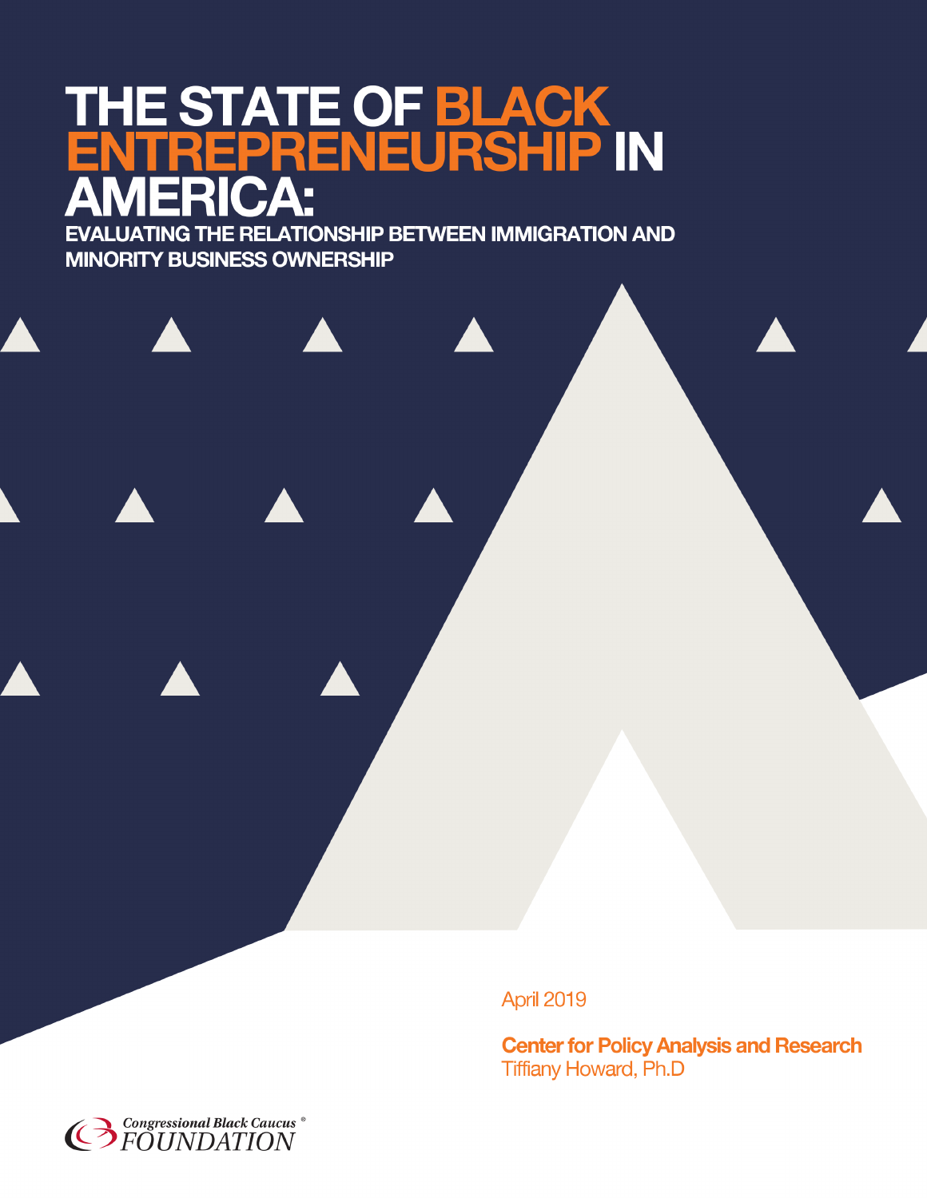# THE STATE OF BLACK ENTREPRENEURSHIP IN AMERICA:

## EVALUATING THE RELATIONSHIP BETWEEN IMMIGRATION AND MINORITY BUSINESS OWNERSHIP

April 2019

**Center for Policy Analysis and Research**
Tiffiany Howard, Ph.D

Congressional Black Caucus® FOUNDATION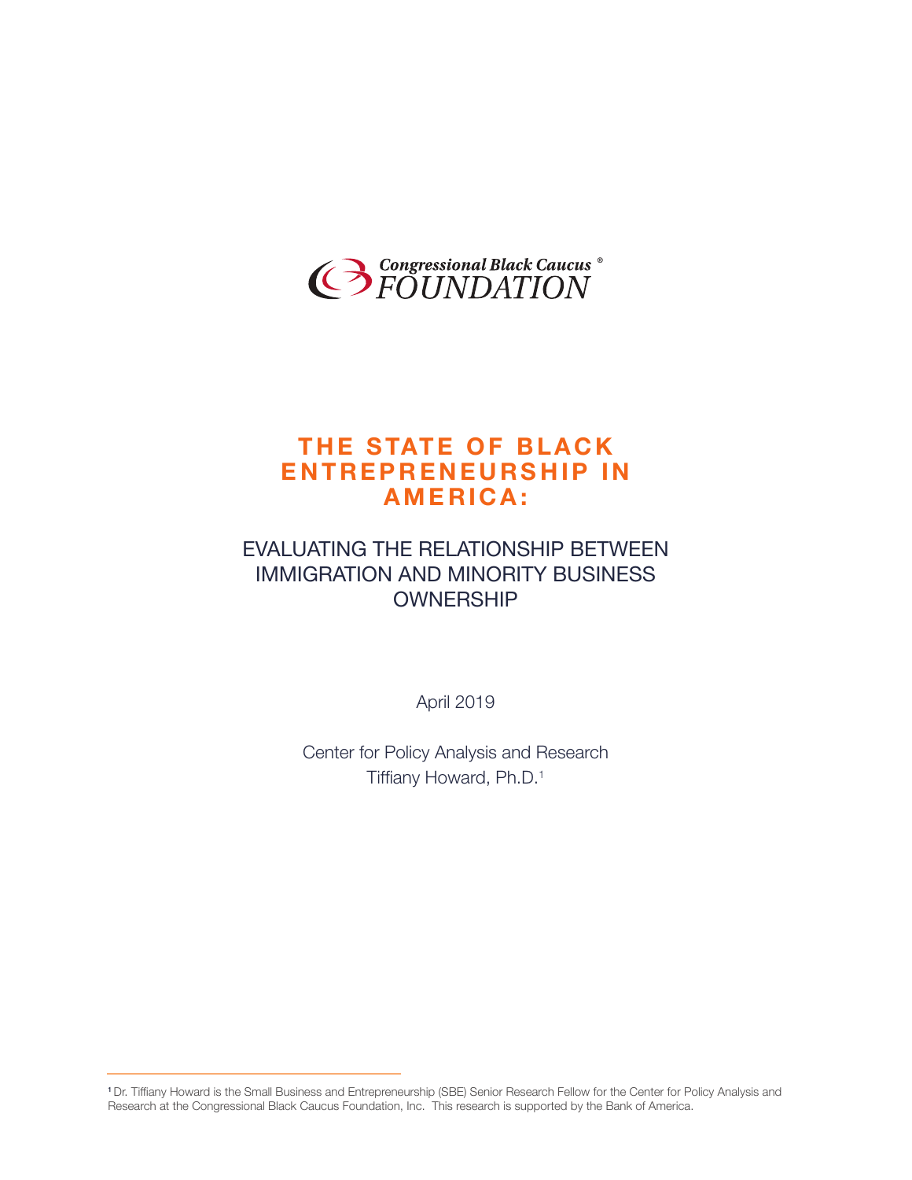Congressional Black Caucus® FOUNDATION

# THE STATE OF BLACK ENTREPRENEURSHIP IN AMERICA:

## EVALUATING THE RELATIONSHIP BETWEEN IMMIGRATION AND MINORITY BUSINESS OWNERSHIP

April 2019

Center for Policy Analysis and Research

Tiffiany Howard, Ph.D.[1]

---

[1] Dr. Tiffiany Howard is the Small Business and Entrepreneurship (SBE) Senior Research Fellow for the Center for Policy Analysis and Research at the Congressional Black Caucus Foundation, Inc. This research is supported by the Bank of America.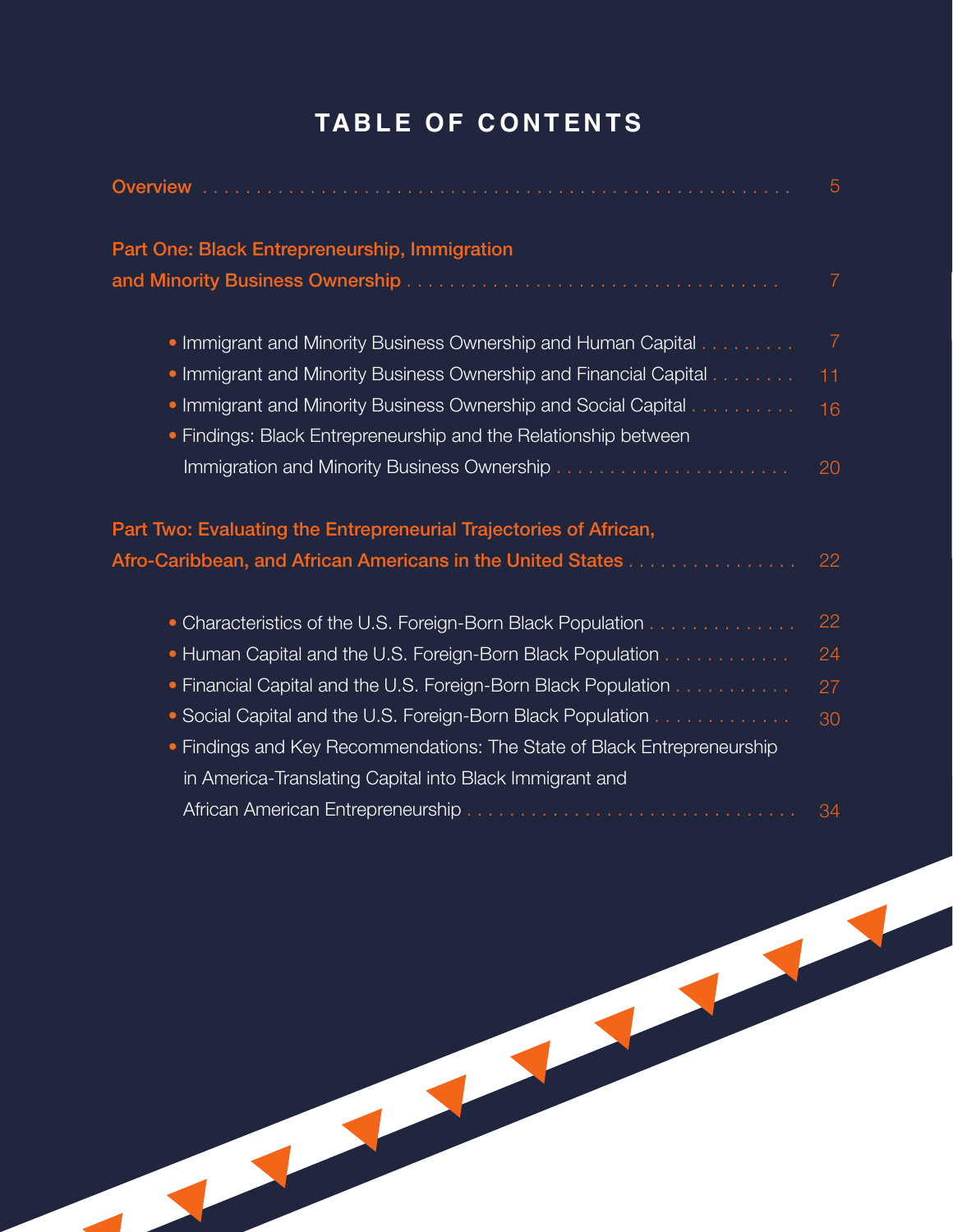# TABLE OF CONTENTS

**Overview** . . . . . . . . . . . . . . . . . . . . . . . . . . . . . . . . . . . . . . . . . . . . . . . . . . . . 5

**Part One: Black Entrepreneurship, Immigration and Minority Business Ownership** . . . . . . . . . . . . . . . . . . . . . . . . . . . . . . . . . . 7

- Immigrant and Minority Business Ownership and Human Capital . . . . . . . . . 7
- Immigrant and Minority Business Ownership and Financial Capital . . . . . . . . 11
- Immigrant and Minority Business Ownership and Social Capital . . . . . . . . . . 16
- Findings: Black Entrepreneurship and the Relationship between Immigration and Minority Business Ownership . . . . . . . . . . . . . . . . . . . . . . 20

**Part Two: Evaluating the Entrepreneurial Trajectories of African, Afro-Caribbean, and African Americans in the United States** . . . . . . . . . . . . . . . . 22

- Characteristics of the U.S. Foreign-Born Black Population . . . . . . . . . . . . . . 22
- Human Capital and the U.S. Foreign-Born Black Population . . . . . . . . . . . . 24
- Financial Capital and the U.S. Foreign-Born Black Population . . . . . . . . . . . 27
- Social Capital and the U.S. Foreign-Born Black Population . . . . . . . . . . . . . 30
- Findings and Key Recommendations: The State of Black Entrepreneurship in America-Translating Capital into Black Immigrant and African American Entrepreneurship . . . . . . . . . . . . . . . . . . . . . . . . . . . . . . . 34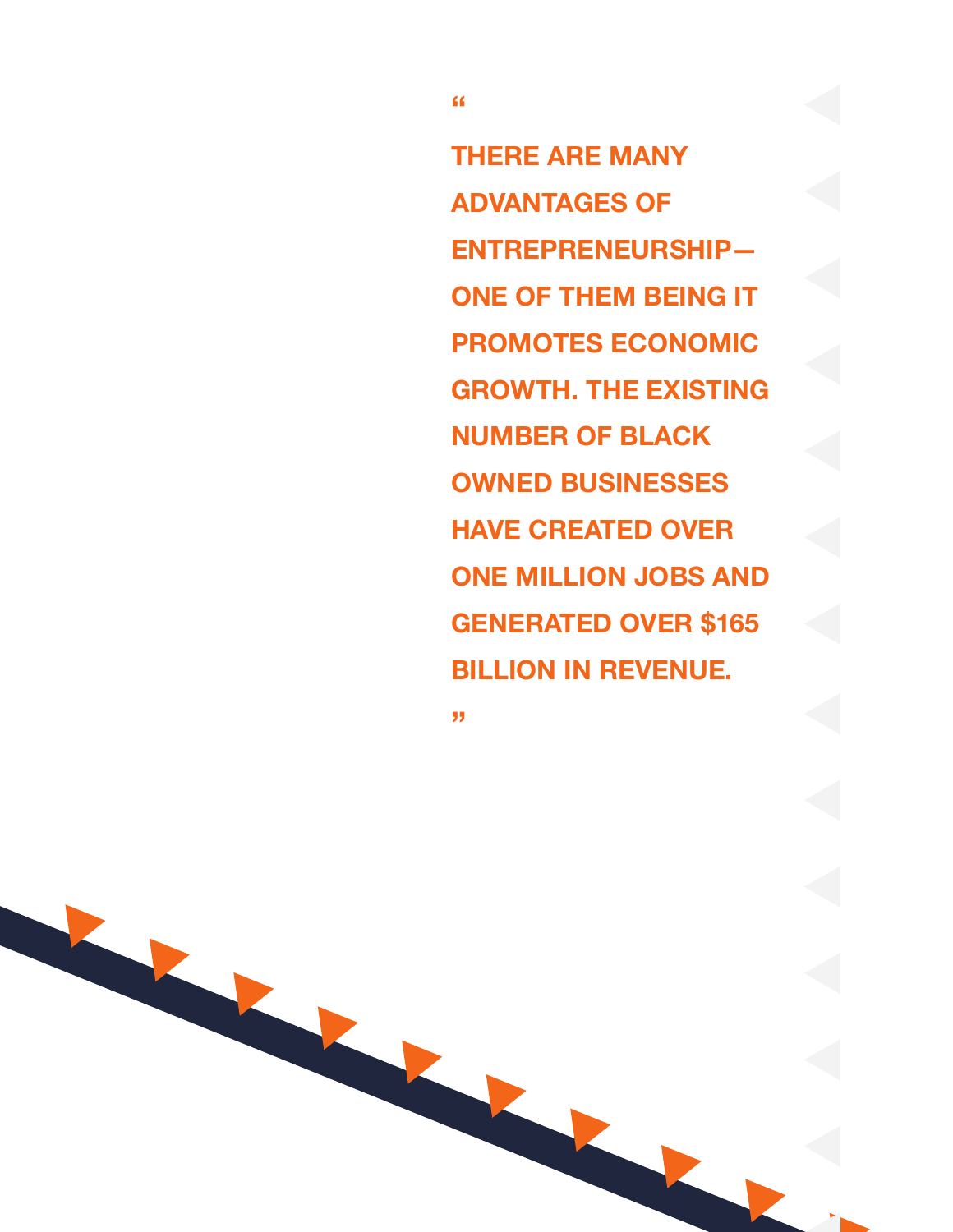> **"THERE ARE MANY ADVANTAGES OF ENTREPRENEURSHIP— ONE OF THEM BEING IT PROMOTES ECONOMIC GROWTH. THE EXISTING NUMBER OF BLACK OWNED BUSINESSES HAVE CREATED OVER ONE MILLION JOBS AND GENERATED OVER $165 BILLION IN REVENUE."**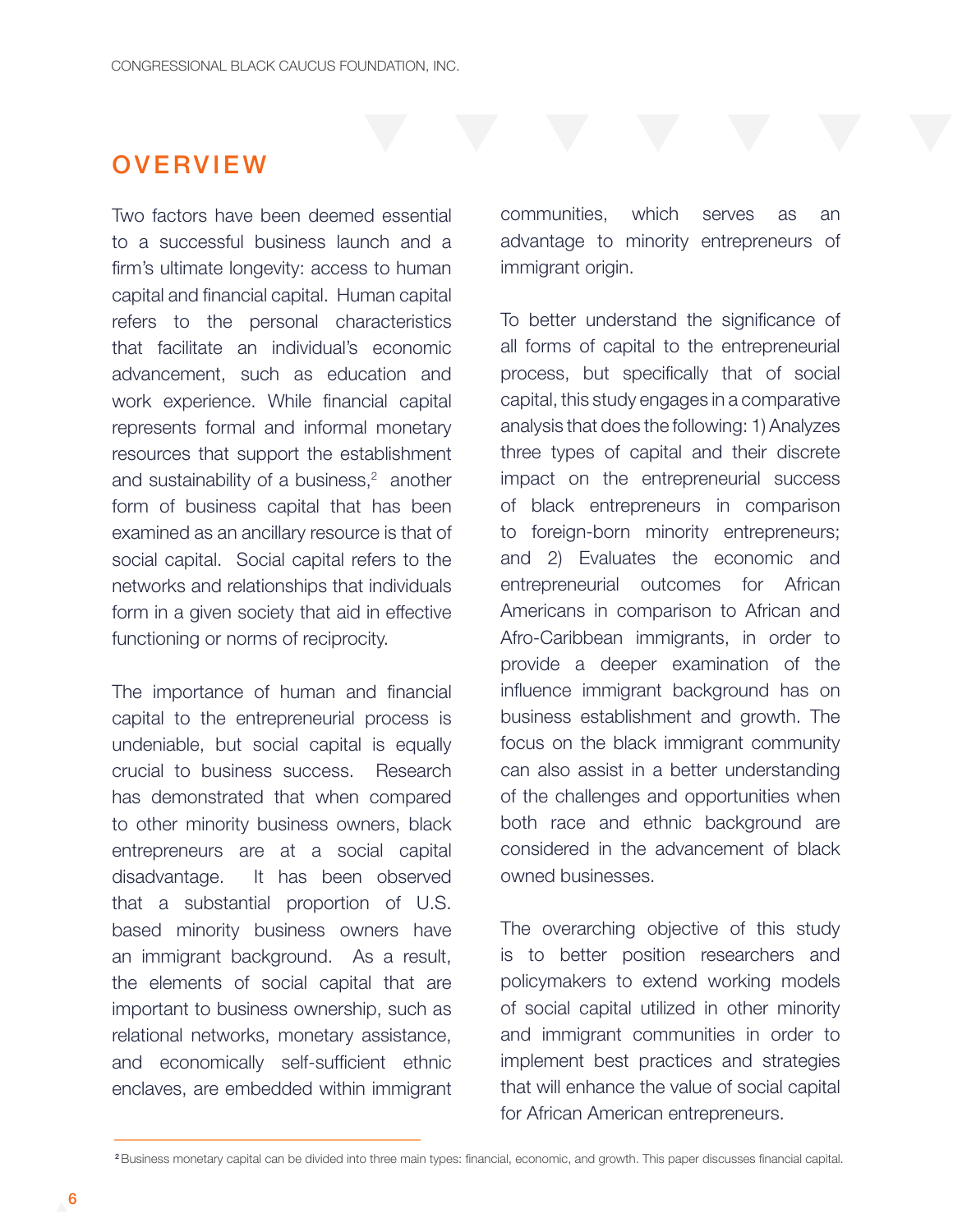## OVERVIEW

Two factors have been deemed essential to a successful business launch and a firm's ultimate longevity: access to human capital and financial capital. Human capital refers to the personal characteristics that facilitate an individual's economic advancement, such as education and work experience. While financial capital represents formal and informal monetary resources that support the establishment and sustainability of a business,[2] another form of business capital that has been examined as an ancillary resource is that of social capital. Social capital refers to the networks and relationships that individuals form in a given society that aid in effective functioning or norms of reciprocity.

The importance of human and financial capital to the entrepreneurial process is undeniable, but social capital is equally crucial to business success. Research has demonstrated that when compared to other minority business owners, black entrepreneurs are at a social capital disadvantage. It has been observed that a substantial proportion of U.S. based minority business owners have an immigrant background. As a result, the elements of social capital that are important to business ownership, such as relational networks, monetary assistance, and economically self-sufficient ethnic enclaves, are embedded within immigrant communities, which serves as an advantage to minority entrepreneurs of immigrant origin.

To better understand the significance of all forms of capital to the entrepreneurial process, but specifically that of social capital, this study engages in a comparative analysis that does the following: 1) Analyzes three types of capital and their discrete impact on the entrepreneurial success of black entrepreneurs in comparison to foreign-born minority entrepreneurs; and 2) Evaluates the economic and entrepreneurial outcomes for African Americans in comparison to African and Afro-Caribbean immigrants, in order to provide a deeper examination of the influence immigrant background has on business establishment and growth. The focus on the black immigrant community can also assist in a better understanding of the challenges and opportunities when both race and ethnic background are considered in the advancement of black owned businesses.

The overarching objective of this study is to better position researchers and policymakers to extend working models of social capital utilized in other minority and immigrant communities in order to implement best practices and strategies that will enhance the value of social capital for African American entrepreneurs.

[2] Business monetary capital can be divided into three main types: financial, economic, and growth. This paper discusses financial capital.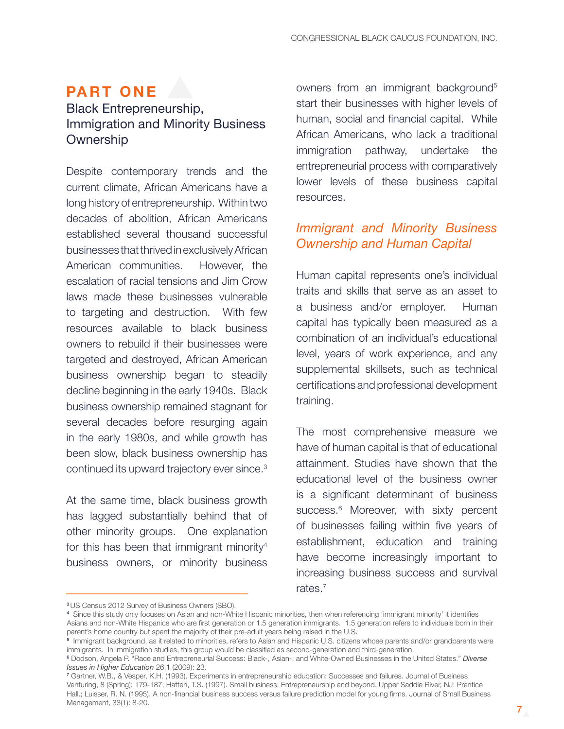# PART ONE

## Black Entrepreneurship, Immigration and Minority Business Ownership

Despite contemporary trends and the current climate, African Americans have a long history of entrepreneurship. Within two decades of abolition, African Americans established several thousand successful businesses that thrived in exclusively African American communities. However, the escalation of racial tensions and Jim Crow laws made these businesses vulnerable to targeting and destruction. With few resources available to black business owners to rebuild if their businesses were targeted and destroyed, African American business ownership began to steadily decline beginning in the early 1940s. Black business ownership remained stagnant for several decades before resurging again in the early 1980s, and while growth has been slow, black business ownership has continued its upward trajectory ever since.[3]

At the same time, black business growth has lagged substantially behind that of other minority groups. One explanation for this has been that immigrant minority[4] business owners, or minority business owners from an immigrant background[5] start their businesses with higher levels of human, social and financial capital. While African Americans, who lack a traditional immigration pathway, undertake the entrepreneurial process with comparatively lower levels of these business capital resources.

### *Immigrant and Minority Business Ownership and Human Capital*

Human capital represents one's individual traits and skills that serve as an asset to a business and/or employer. Human capital has typically been measured as a combination of an individual's educational level, years of work experience, and any supplemental skillsets, such as technical certifications and professional development training.

The most comprehensive measure we have of human capital is that of educational attainment. Studies have shown that the educational level of the business owner is a significant determinant of business success.[6] Moreover, with sixty percent of businesses failing within five years of establishment, education and training have become increasingly important to increasing business success and survival rates.[7]

---

[3] US Census 2012 Survey of Business Owners (SBO).

[4] Since this study only focuses on Asian and non-White Hispanic minorities, then when referencing 'immigrant minority' it identifies Asians and non-White Hispanics who are first generation or 1.5 generation immigrants. 1.5 generation refers to individuals born in their parent's home country but spent the majority of their pre-adult years being raised in the U.S.

[5] Immigrant background, as it related to minorities, refers to Asian and Hispanic U.S. citizens whose parents and/or grandparents were immigrants. In immigration studies, this group would be classified as second-generation and third-generation.

[6] Dodson, Angela P. "Race and Entrepreneurial Success: Black-, Asian-, and White-Owned Businesses in the United States." *Diverse Issues in Higher Education* 26.1 (2009): 23.

[7] Gartner, W.B., & Vesper, K.H. (1993). Experiments in entrepreneurship education: Successes and failures. Journal of Business Venturing, 8 (Spring): 179-187; Hatten, T.S. (1997). Small business: Entrepreneurship and beyond. Upper Saddle River, NJ: Prentice Hall.; Luisser, R. N. (1995). A non-financial business success versus failure prediction model for young firms. Journal of Small Business Management, 33(1): 8-20.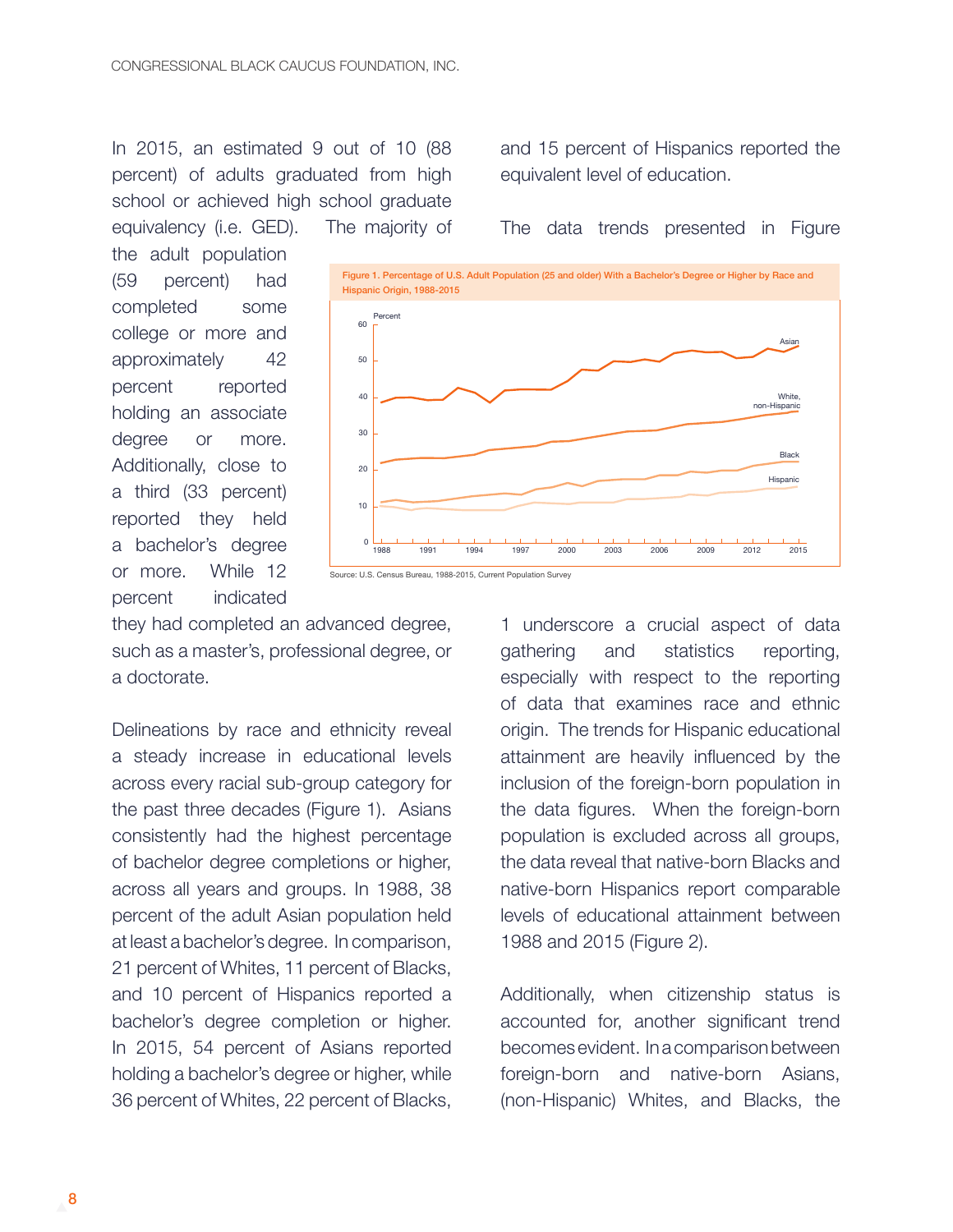In 2015, an estimated 9 out of 10 (88 percent) of adults graduated from high school or achieved high school graduate equivalency (i.e. GED). The majority of the adult population (59 percent) had completed some college or more and approximately 42 percent reported holding an associate degree or more. Additionally, close to a third (33 percent) reported they held a bachelor's degree or more. While 12 percent indicated they had completed an advanced degree, such as a master's, professional degree, or a doctorate.

Delineations by race and ethnicity reveal a steady increase in educational levels across every racial sub-group category for the past three decades (Figure 1). Asians consistently had the highest percentage of bachelor degree completions or higher, across all years and groups. In 1988, 38 percent of the adult Asian population held at least a bachelor's degree. In comparison, 21 percent of Whites, 11 percent of Blacks, and 10 percent of Hispanics reported a bachelor's degree completion or higher. In 2015, 54 percent of Asians reported holding a bachelor's degree or higher, while 36 percent of Whites, 22 percent of Blacks, and 15 percent of Hispanics reported the equivalent level of education.

Figure 1. Percentage of U.S. Adult Population (25 and older) With a Bachelor's Degree or Higher by Race and Hispanic Origin, 1988-2015

Source: U.S. Census Bureau, 1988-2015, Current Population Survey

The data trends presented in Figure 1 underscore a crucial aspect of data gathering and statistics reporting, especially with respect to the reporting of data that examines race and ethnic origin. The trends for Hispanic educational attainment are heavily influenced by the inclusion of the foreign-born population in the data figures. When the foreign-born population is excluded across all groups, the data reveal that native-born Blacks and native-born Hispanics report comparable levels of educational attainment between 1988 and 2015 (Figure 2).

Additionally, when citizenship status is accounted for, another significant trend becomes evident. In a comparison between foreign-born and native-born Asians, (non-Hispanic) Whites, and Blacks, the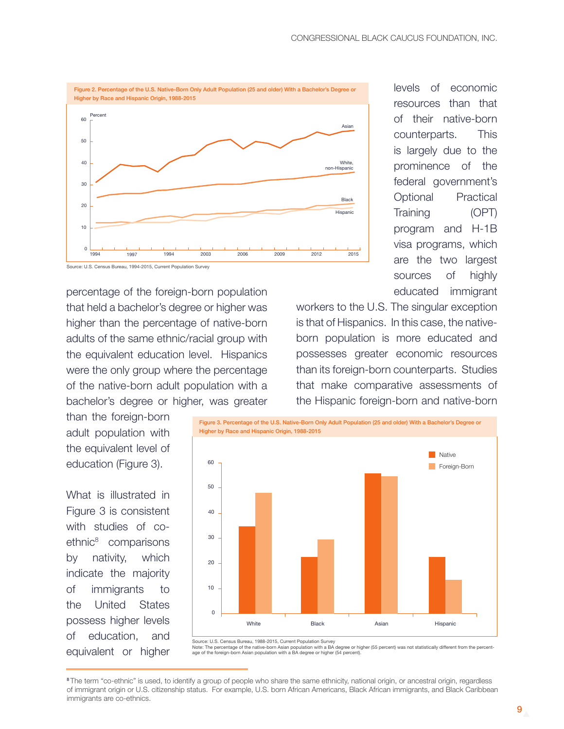Figure 2. Percentage of the U.S. Native-Born Only Adult Population (25 and older) With a Bachelor's Degree or Higher by Race and Hispanic Origin, 1988-2015

Source: U.S. Census Bureau, 1994-2015, Current Population Survey

levels of economic resources than that of their native-born counterparts. This is largely due to the prominence of the federal government's Optional Practical Training (OPT) program and H-1B visa programs, which are the two largest sources of highly educated immigrant workers to the U.S. The singular exception is that of Hispanics. In this case, the native-born population is more educated and possesses greater economic resources than its foreign-born counterparts. Studies that make comparative assessments of the Hispanic foreign-born and native-born

percentage of the foreign-born population that held a bachelor's degree or higher was higher than the percentage of native-born adults of the same ethnic/racial group with the equivalent education level. Hispanics were the only group where the percentage of the native-born adult population with a bachelor's degree or higher, was greater than the foreign-born adult population with the equivalent level of education (Figure 3).

What is illustrated in Figure 3 is consistent with studies of co-ethnic[8] comparisons by nativity, which indicate the majority of immigrants to the United States possess higher levels of education, and equivalent or higher

Figure 3. Percentage of the U.S. Native-Born Only Adult Population (25 and older) With a Bachelor's Degree or Higher by Race and Hispanic Origin, 1988-2015

Source: U.S. Census Bureau, 1988-2015, Current Population Survey
Note: The percentage of the native-born Asian population with a BA degree or higher (55 percent) was not statistically different from the percentage of the foreign-born Asian population with a BA degree or higher (54 percent).

[8] The term "co-ethnic" is used, to identify a group of people who share the same ethnicity, national origin, or ancestral origin, regardless of immigrant origin or U.S. citizenship status. For example, U.S. born African Americans, Black African immigrants, and Black Caribbean immigrants are co-ethnics.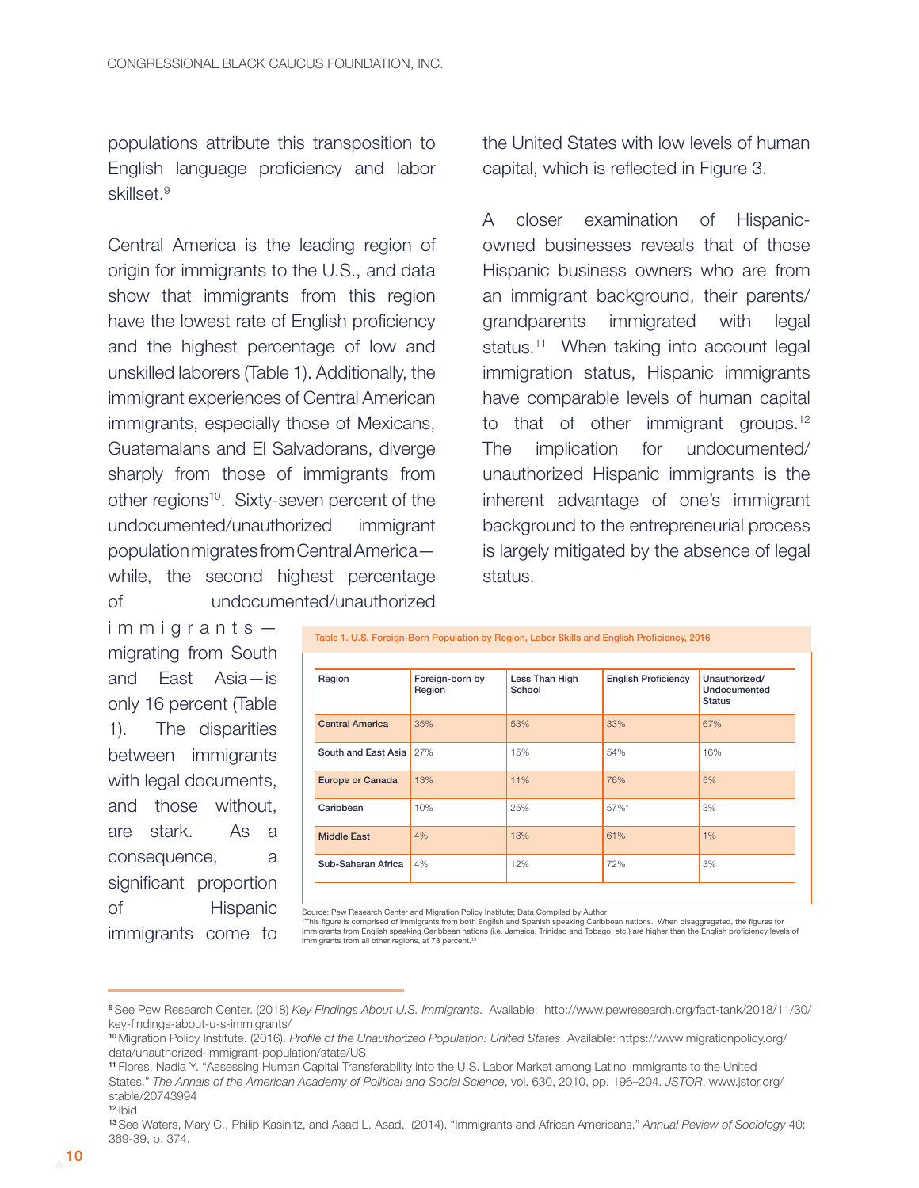populations attribute this transposition to English language proficiency and labor skillset.[9]

Central America is the leading region of origin for immigrants to the U.S., and data show that immigrants from this region have the lowest rate of English proficiency and the highest percentage of low and unskilled laborers (Table 1). Additionally, the immigrant experiences of Central American immigrants, especially those of Mexicans, Guatemalans and El Salvadorans, diverge sharply from those of immigrants from other regions[10]. Sixty-seven percent of the undocumented/unauthorized immigrant population migrates from Central America—while, the second highest percentage of undocumented/unauthorized immigrants—migrating from South and East Asia—is only 16 percent (Table 1). The disparities between immigrants with legal documents, and those without, are stark. As a consequence, a significant proportion of Hispanic immigrants come to the United States with low levels of human capital, which is reflected in Figure 3.

A closer examination of Hispanic-owned businesses reveals that of those Hispanic business owners who are from an immigrant background, their parents/grandparents immigrated with legal status.[11] When taking into account legal immigration status, Hispanic immigrants have comparable levels of human capital to that of other immigrant groups.[12] The implication for undocumented/unauthorized Hispanic immigrants is the inherent advantage of one's immigrant background to the entrepreneurial process is largely mitigated by the absence of legal status.

**Table 1. U.S. Foreign-Born Population by Region, Labor Skills and English Proficiency, 2016**

| Region | Foreign-born by Region | Less Than High School | English Proficiency | Unauthorized/ Undocumented Status |
|---|---|---|---|---|
| Central America | 35% | 53% | 33% | 67% |
| South and East Asia | 27% | 15% | 54% | 16% |
| Europe or Canada | 13% | 11% | 76% | 5% |
| Caribbean | 10% | 25% | 57%* | 3% |
| Middle East | 4% | 13% | 61% | 1% |
| Sub-Saharan Africa | 4% | 12% | 72% | 3% |

Source: Pew Research Center and Migration Policy Institute; Data Compiled by Author
*This figure is comprised of immigrants from both English and Spanish speaking Caribbean nations. When disaggregated, the figures for immigrants from English speaking Caribbean nations (i.e. Jamaica, Trinidad and Tobago, etc.) are higher than the English proficiency levels of immigrants from all other regions, at 78 percent.[13]

---

[9] See Pew Research Center. (2018) *Key Findings About U.S. Immigrants*. Available: http://www.pewresearch.org/fact-tank/2018/11/30/key-findings-about-u-s-immigrants/
[10] Migration Policy Institute. (2016). *Profile of the Unauthorized Population: United States*. Available: https://www.migrationpolicy.org/data/unauthorized-immigrant-population/state/US
[11] Flores, Nadia Y. "Assessing Human Capital Transferability into the U.S. Labor Market among Latino Immigrants to the United States." *The Annals of the American Academy of Political and Social Science*, vol. 630, 2010, pp. 196–204. *JSTOR*, www.jstor.org/stable/20743994
[12] Ibid
[13] See Waters, Mary C., Philip Kasinitz, and Asad L. Asad. (2014). "Immigrants and African Americans." *Annual Review of Sociology* 40: 369-39, p. 374.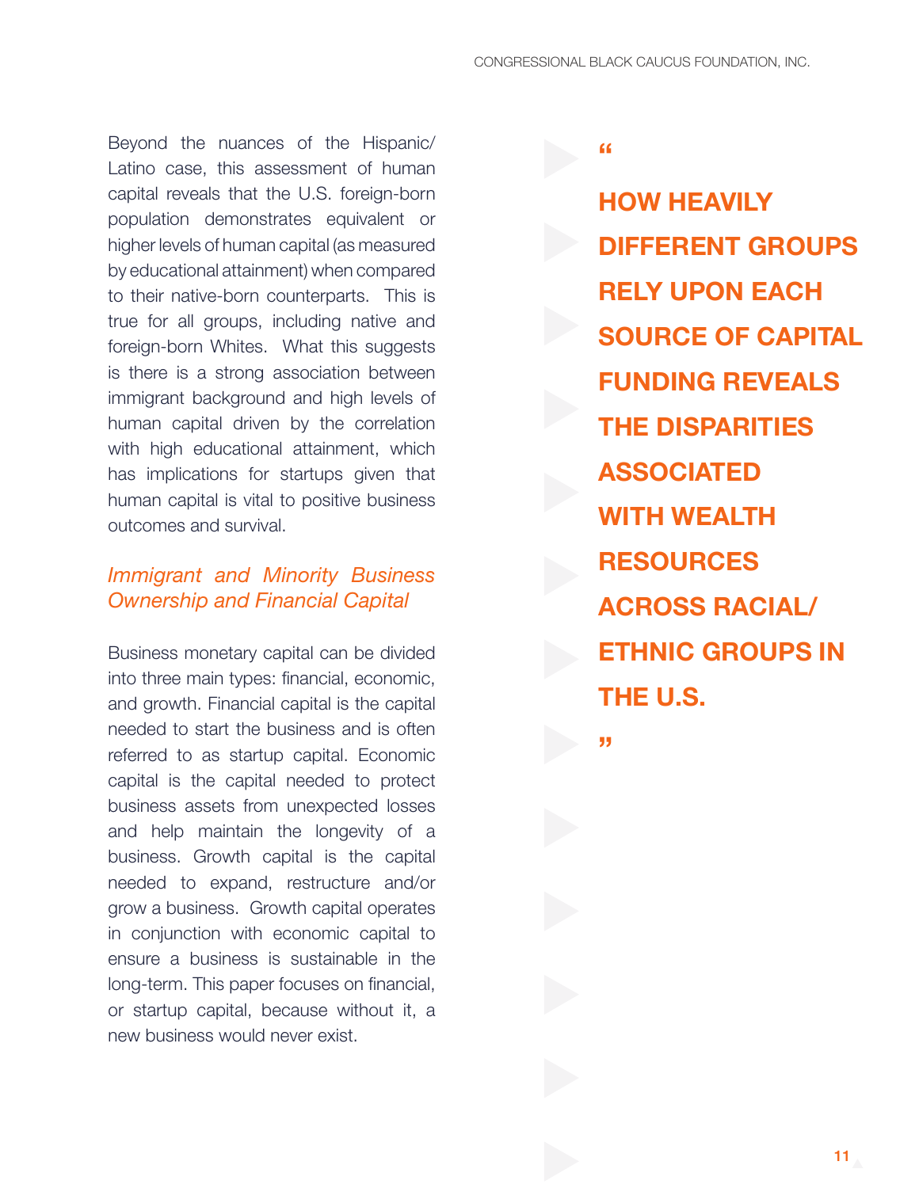Beyond the nuances of the Hispanic/Latino case, this assessment of human capital reveals that the U.S. foreign-born population demonstrates equivalent or higher levels of human capital (as measured by educational attainment) when compared to their native-born counterparts. This is true for all groups, including native and foreign-born Whites. What this suggests is there is a strong association between immigrant background and high levels of human capital driven by the correlation with high educational attainment, which has implications for startups given that human capital is vital to positive business outcomes and survival.

### *Immigrant and Minority Business Ownership and Financial Capital*

Business monetary capital can be divided into three main types: financial, economic, and growth. Financial capital is the capital needed to start the business and is often referred to as startup capital. Economic capital is the capital needed to protect business assets from unexpected losses and help maintain the longevity of a business. Growth capital is the capital needed to expand, restructure and/or grow a business. Growth capital operates in conjunction with economic capital to ensure a business is sustainable in the long-term. This paper focuses on financial, or startup capital, because without it, a new business would never exist.

> **“HOW HEAVILY DIFFERENT GROUPS RELY UPON EACH SOURCE OF CAPITAL FUNDING REVEALS THE DISPARITIES ASSOCIATED WITH WEALTH RESOURCES ACROSS RACIAL/ETHNIC GROUPS IN THE U.S.”**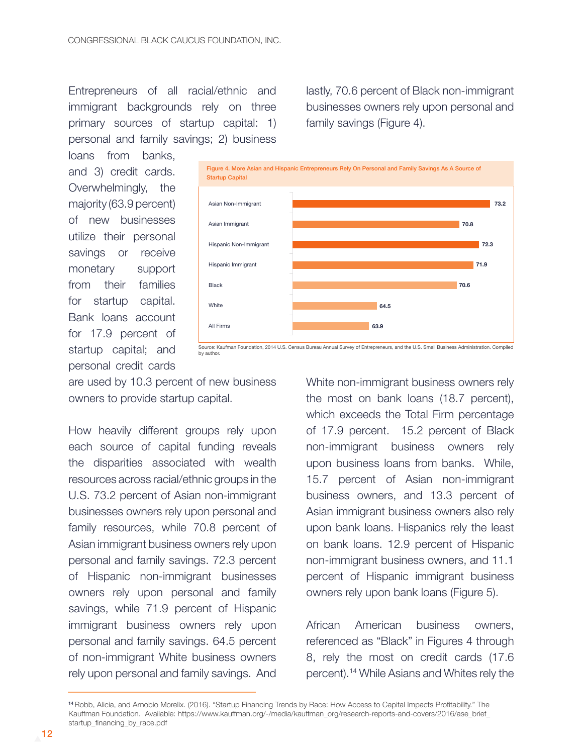Entrepreneurs of all racial/ethnic and immigrant backgrounds rely on three primary sources of startup capital: 1) personal and family savings; 2) business loans from banks, and 3) credit cards. Overwhelmingly, the majority (63.9 percent) of new businesses utilize their personal savings or receive monetary support from their families for startup capital. Bank loans account for 17.9 percent of startup capital; and personal credit cards are used by 10.3 percent of new business owners to provide startup capital.

How heavily different groups rely upon each source of capital funding reveals the disparities associated with wealth resources across racial/ethnic groups in the U.S. 73.2 percent of Asian non-immigrant businesses owners rely upon personal and family resources, while 70.8 percent of Asian immigrant business owners rely upon personal and family savings. 72.3 percent of Hispanic non-immigrant businesses owners rely upon personal and family savings, while 71.9 percent of Hispanic immigrant business owners rely upon personal and family savings. 64.5 percent of non-immigrant White business owners rely upon personal and family savings. And lastly, 70.6 percent of Black non-immigrant businesses owners rely upon personal and family savings (Figure 4).

**Figure 4. More Asian and Hispanic Entrepreneurs Rely On Personal and Family Savings As A Source of Startup Capital**

| Group | Percent |
|---|---|
| Asian Non-Immigrant | 73.2 |
| Asian Immigrant | 70.8 |
| Hispanic Non-Immigrant | 72.3 |
| Hispanic Immigrant | 71.9 |
| Black | 70.6 |
| White | 64.5 |
| All Firms | 63.9 |

Source: Kaufman Foundation, 2014 U.S. Census Bureau Annual Survey of Entrepreneurs, and the U.S. Small Business Administration. Compiled by author.

White non-immigrant business owners rely the most on bank loans (18.7 percent), which exceeds the Total Firm percentage of 17.9 percent. 15.2 percent of Black non-immigrant business owners rely upon business loans from banks. While, 15.7 percent of Asian non-immigrant business owners, and 13.3 percent of Asian immigrant business owners also rely upon bank loans. Hispanics rely the least on bank loans. 12.9 percent of Hispanic non-immigrant business owners, and 11.1 percent of Hispanic immigrant business owners rely upon bank loans (Figure 5).

African American business owners, referenced as "Black" in Figures 4 through 8, rely the most on credit cards (17.6 percent).[14] While Asians and Whites rely the

[14] Robb, Alicia, and Arnobio Morelix. (2016). "Startup Financing Trends by Race: How Access to Capital Impacts Profitability." The Kauffman Foundation. Available: https://www.kauffman.org/-/media/kauffman_org/research-reports-and-covers/2016/ase_brief_startup_financing_by_race.pdf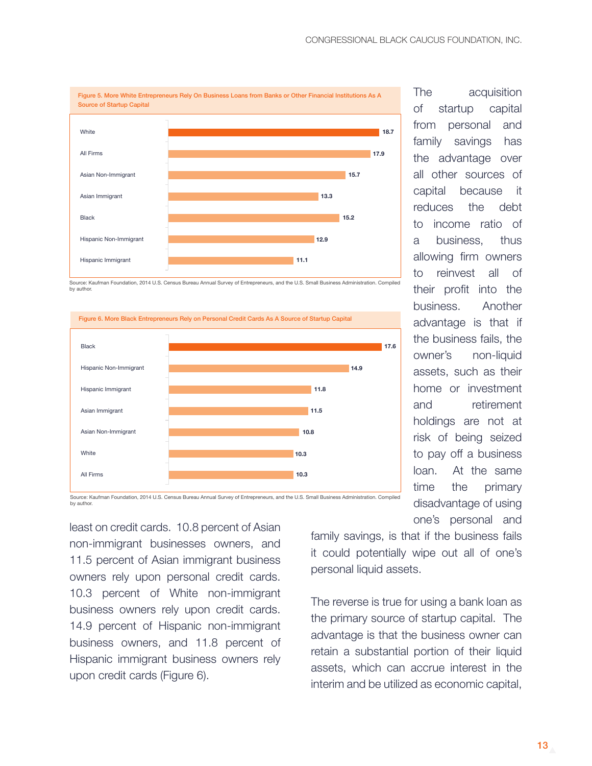**Figure 5. More White Entrepreneurs Rely On Business Loans from Banks or Other Financial Institutions As A Source of Startup Capital**

| Group | Percent |
|---|---|
| White | 18.7 |
| All Firms | 17.9 |
| Asian Non-Immigrant | 15.7 |
| Asian Immigrant | 13.3 |
| Black | 15.2 |
| Hispanic Non-Immigrant | 12.9 |
| Hispanic Immigrant | 11.1 |

Source: Kaufman Foundation, 2014 U.S. Census Bureau Annual Survey of Entrepreneurs, and the U.S. Small Business Administration. Compiled by author.

**Figure 6. More Black Entrepreneurs Rely on Personal Credit Cards As A Source of Startup Capital**

| Group | Percent |
|---|---|
| Black | 17.6 |
| Hispanic Non-Immigrant | 14.9 |
| Hispanic Immigrant | 11.8 |
| Asian Immigrant | 11.5 |
| Asian Non-Immigrant | 10.8 |
| White | 10.3 |
| All Firms | 10.3 |

Source: Kaufman Foundation, 2014 U.S. Census Bureau Annual Survey of Entrepreneurs, and the U.S. Small Business Administration. Compiled by author.

least on credit cards. 10.8 percent of Asian non-immigrant businesses owners, and 11.5 percent of Asian immigrant business owners rely upon personal credit cards. 10.3 percent of White non-immigrant business owners rely upon credit cards. 14.9 percent of Hispanic non-immigrant business owners, and 11.8 percent of Hispanic immigrant business owners rely upon credit cards (Figure 6).

The acquisition of startup capital from personal and family savings has the advantage over all other sources of capital because it reduces the debt to income ratio of a business, thus allowing firm owners to reinvest all of their profit into the business. Another advantage is that if the business fails, the owner's non-liquid assets, such as their home or investment and retirement holdings are not at risk of being seized to pay off a business loan. At the same time the primary disadvantage of using one's personal and family savings, is that if the business fails it could potentially wipe out all of one's personal liquid assets.

The reverse is true for using a bank loan as the primary source of startup capital. The advantage is that the business owner can retain a substantial portion of their liquid assets, which can accrue interest in the interim and be utilized as economic capital,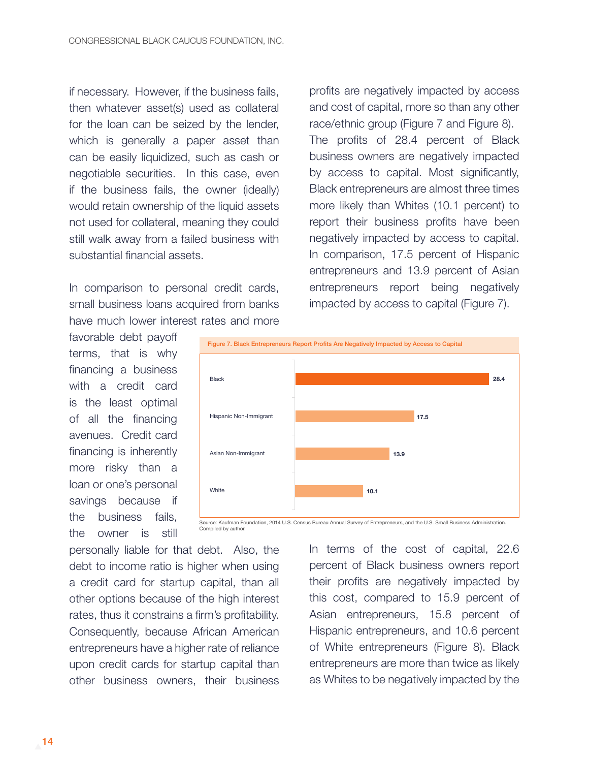if necessary. However, if the business fails, then whatever asset(s) used as collateral for the loan can be seized by the lender, which is generally a paper asset than can be easily liquidized, such as cash or negotiable securities. In this case, even if the business fails, the owner (ideally) would retain ownership of the liquid assets not used for collateral, meaning they could still walk away from a failed business with substantial financial assets.

In comparison to personal credit cards, small business loans acquired from banks have much lower interest rates and more favorable debt payoff terms, that is why financing a business with a credit card is the least optimal of all the financing avenues. Credit card financing is inherently more risky than a loan or one's personal savings because if the business fails, the owner is still personally liable for that debt. Also, the debt to income ratio is higher when using a credit card for startup capital, than all other options because of the high interest rates, thus it constrains a firm's profitability. Consequently, because African American entrepreneurs have a higher rate of reliance upon credit cards for startup capital than other business owners, their business profits are negatively impacted by access and cost of capital, more so than any other race/ethnic group (Figure 7 and Figure 8). The profits of 28.4 percent of Black business owners are negatively impacted by access to capital. Most significantly, Black entrepreneurs are almost three times more likely than Whites (10.1 percent) to report their business profits have been negatively impacted by access to capital. In comparison, 17.5 percent of Hispanic entrepreneurs and 13.9 percent of Asian entrepreneurs report being negatively impacted by access to capital (Figure 7).

**Figure 7. Black Entrepreneurs Report Profits Are Negatively Impacted by Access to Capital**

| Group | Percent |
|---|---|
| Black | 28.4 |
| Hispanic Non-Immigrant | 17.5 |
| Asian Non-Immigrant | 13.9 |
| White | 10.1 |

Source: Kaufman Foundation, 2014 U.S. Census Bureau Annual Survey of Entrepreneurs, and the U.S. Small Business Administration. Compiled by author.

In terms of the cost of capital, 22.6 percent of Black business owners report their profits are negatively impacted by this cost, compared to 15.9 percent of Asian entrepreneurs, 15.8 percent of Hispanic entrepreneurs, and 10.6 percent of White entrepreneurs (Figure 8). Black entrepreneurs are more than twice as likely as Whites to be negatively impacted by the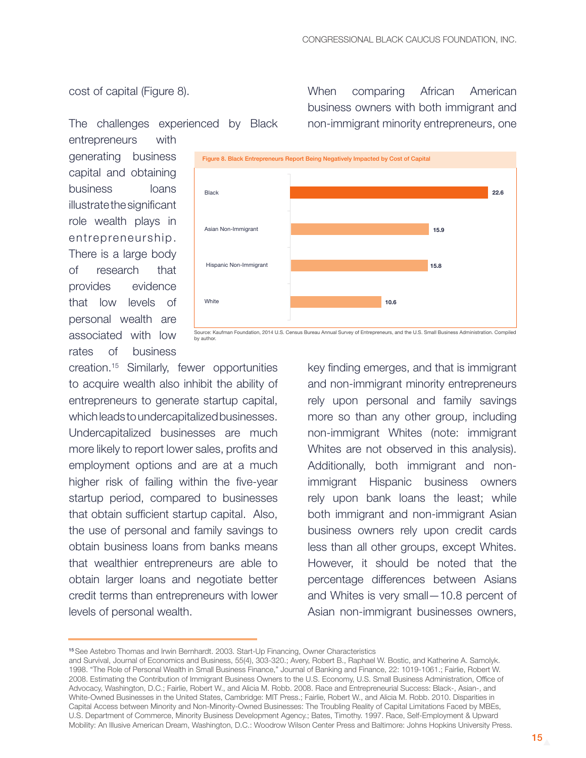cost of capital (Figure 8).

The challenges experienced by Black entrepreneurs with generating business capital and obtaining business loans illustrate the significant role wealth plays in entrepreneurship. There is a large body of research that provides evidence that low levels of personal wealth are associated with low rates of business creation.[15] Similarly, fewer opportunities to acquire wealth also inhibit the ability of entrepreneurs to generate startup capital, which leads to undercapitalized businesses. Undercapitalized businesses are much more likely to report lower sales, profits and employment options and are at a much higher risk of failing within the five-year startup period, compared to businesses that obtain sufficient startup capital. Also, the use of personal and family savings to obtain business loans from banks means that wealthier entrepreneurs are able to obtain larger loans and negotiate better credit terms than entrepreneurs with lower levels of personal wealth.

Figure 8. Black Entrepreneurs Report Being Negatively Impacted by Cost of Capital

| Group | Value |
|---|---|
| Black | 22.6 |
| Asian Non-Immigrant | 15.9 |
| Hispanic Non-Immigrant | 15.8 |
| White | 10.6 |

Source: Kaufman Foundation, 2014 U.S. Census Bureau Annual Survey of Entrepreneurs, and the U.S. Small Business Administration. Compiled by author.

When comparing African American business owners with both immigrant and non-immigrant minority entrepreneurs, one key finding emerges, and that is immigrant and non-immigrant minority entrepreneurs rely upon personal and family savings more so than any other group, including non-immigrant Whites (note: immigrant Whites are not observed in this analysis). Additionally, both immigrant and non-immigrant Hispanic business owners rely upon bank loans the least; while both immigrant and non-immigrant Asian business owners rely upon credit cards less than all other groups, except Whites. However, it should be noted that the percentage differences between Asians and Whites is very small—10.8 percent of Asian non-immigrant businesses owners,

---

[15] See Astebro Thomas and Irwin Bernhardt. 2003. Start-Up Financing, Owner Characteristics and Survival, Journal of Economics and Business, 55(4), 303-320.; Avery, Robert B., Raphael W. Bostic, and Katherine A. Samolyk. 1998. "The Role of Personal Wealth in Small Business Finance," Journal of Banking and Finance, 22: 1019-1061.; Fairlie, Robert W. 2008. Estimating the Contribution of Immigrant Business Owners to the U.S. Economy, U.S. Small Business Administration, Office of Advocacy, Washington, D.C.; Fairlie, Robert W., and Alicia M. Robb. 2008. Race and Entrepreneurial Success: Black-, Asian-, and White-Owned Businesses in the United States, Cambridge: MIT Press.; Fairlie, Robert W., and Alicia M. Robb. 2010. Disparities in Capital Access between Minority and Non-Minority-Owned Businesses: The Troubling Reality of Capital Limitations Faced by MBEs, U.S. Department of Commerce, Minority Business Development Agency.; Bates, Timothy. 1997. Race, Self-Employment & Upward Mobility: An Illusive American Dream, Washington, D.C.: Woodrow Wilson Center Press and Baltimore: Johns Hopkins University Press.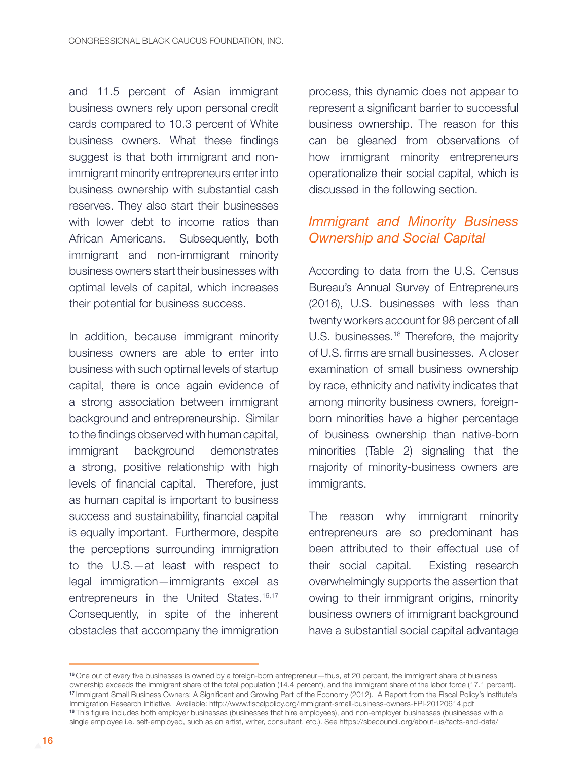and 11.5 percent of Asian immigrant business owners rely upon personal credit cards compared to 10.3 percent of White business owners. What these findings suggest is that both immigrant and non-immigrant minority entrepreneurs enter into business ownership with substantial cash reserves. They also start their businesses with lower debt to income ratios than African Americans. Subsequently, both immigrant and non-immigrant minority business owners start their businesses with optimal levels of capital, which increases their potential for business success.

In addition, because immigrant minority business owners are able to enter into business with such optimal levels of startup capital, there is once again evidence of a strong association between immigrant background and entrepreneurship. Similar to the findings observed with human capital, immigrant background demonstrates a strong, positive relationship with high levels of financial capital. Therefore, just as human capital is important to business success and sustainability, financial capital is equally important. Furthermore, despite the perceptions surrounding immigration to the U.S.—at least with respect to legal immigration—immigrants excel as entrepreneurs in the United States.[16,17] Consequently, in spite of the inherent obstacles that accompany the immigration process, this dynamic does not appear to represent a significant barrier to successful business ownership. The reason for this can be gleaned from observations of how immigrant minority entrepreneurs operationalize their social capital, which is discussed in the following section.

## *Immigrant and Minority Business Ownership and Social Capital*

According to data from the U.S. Census Bureau's Annual Survey of Entrepreneurs (2016), U.S. businesses with less than twenty workers account for 98 percent of all U.S. businesses.[18] Therefore, the majority of U.S. firms are small businesses. A closer examination of small business ownership by race, ethnicity and nativity indicates that among minority business owners, foreign-born minorities have a higher percentage of business ownership than native-born minorities (Table 2) signaling that the majority of minority-business owners are immigrants.

The reason why immigrant minority entrepreneurs are so predominant has been attributed to their effectual use of their social capital. Existing research overwhelmingly supports the assertion that owing to their immigrant origins, minority business owners of immigrant background have a substantial social capital advantage

---

[16] One out of every five businesses is owned by a foreign-born entrepreneur—thus, at 20 percent, the immigrant share of business ownership exceeds the immigrant share of the total population (14.4 percent), and the immigrant share of the labor force (17.1 percent).

[17] Immigrant Small Business Owners: A Significant and Growing Part of the Economy (2012). A Report from the Fiscal Policy's Institute's Immigration Research Initiative. Available: http://www.fiscalpolicy.org/immigrant-small-business-owners-FPI-20120614.pdf

[18] This figure includes both employer businesses (businesses that hire employees), and non-employer businesses (businesses with a single employee i.e. self-employed, such as an artist, writer, consultant, etc.). See https://sbecouncil.org/about-us/facts-and-data/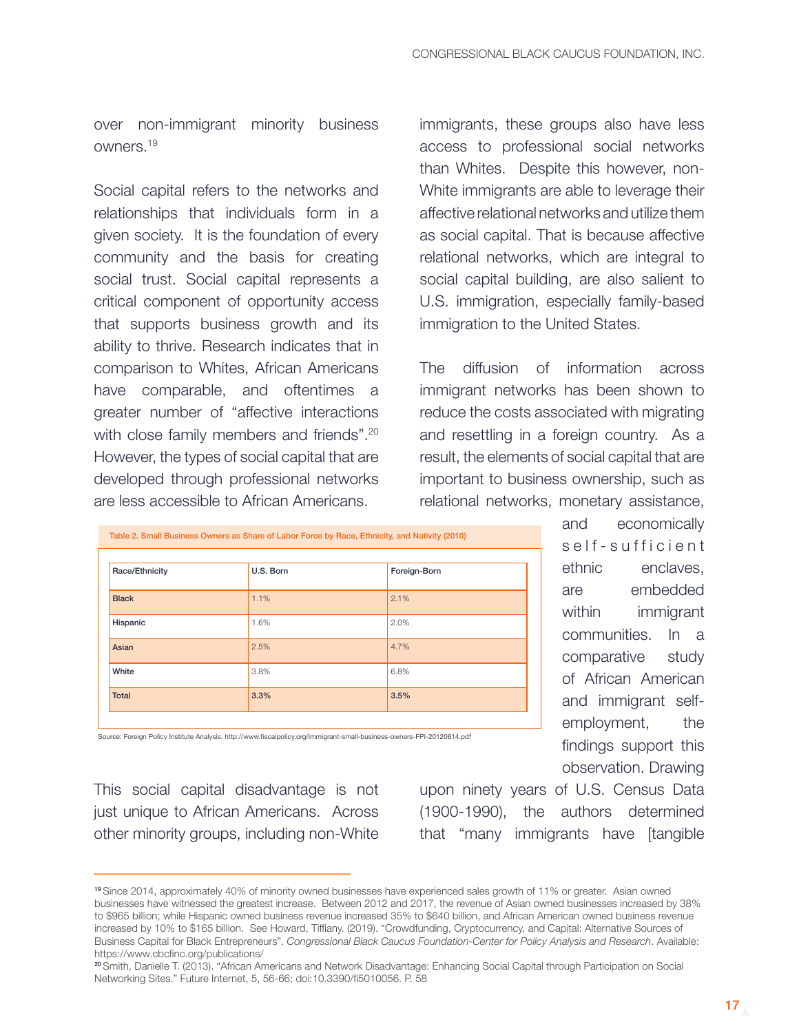over non-immigrant minority business owners.[19]

Social capital refers to the networks and relationships that individuals form in a given society. It is the foundation of every community and the basis for creating social trust. Social capital represents a critical component of opportunity access that supports business growth and its ability to thrive. Research indicates that in comparison to Whites, African Americans have comparable, and oftentimes a greater number of "affective interactions with close family members and friends".[20] However, the types of social capital that are developed through professional networks are less accessible to African Americans.

Table 2. Small Business Owners as Share of Labor Force by Race, Ethnicity, and Nativity (2010)

| Race/Ethnicity | U.S. Born | Foreign-Born |
|---|---|---|
| Black | 1.1% | 2.1% |
| Hispanic | 1.6% | 2.0% |
| Asian | 2.5% | 4.7% |
| White | 3.8% | 6.8% |
| Total | 3.3% | 3.5% |

Source: Foreign Policy Institute Analysis. http://www.fiscalpolicy.org/immigrant-small-business-owners-FPI-20120614.pdf

This social capital disadvantage is not just unique to African Americans. Across other minority groups, including non-White immigrants, these groups also have less access to professional social networks than Whites. Despite this however, non-White immigrants are able to leverage their affective relational networks and utilize them as social capital. That is because affective relational networks, which are integral to social capital building, are also salient to U.S. immigration, especially family-based immigration to the United States.

The diffusion of information across immigrant networks has been shown to reduce the costs associated with migrating and resettling in a foreign country. As a result, the elements of social capital that are important to business ownership, such as relational networks, monetary assistance, and economically self-sufficient ethnic enclaves, are embedded within immigrant communities. In a comparative study of African American and immigrant self-employment, the findings support this observation. Drawing upon ninety years of U.S. Census Data (1900-1990), the authors determined that "many immigrants have [tangible

---

[19] Since 2014, approximately 40% of minority owned businesses have experienced sales growth of 11% or greater. Asian owned businesses have witnessed the greatest increase. Between 2012 and 2017, the revenue of Asian owned businesses increased by 38% to $965 billion; while Hispanic owned business revenue increased 35% to $640 billion, and African American owned business revenue increased by 10% to $165 billion. See Howard, Tiffiany. (2019). "Crowdfunding, Cryptocurrency, and Capital: Alternative Sources of Business Capital for Black Entrepreneurs". *Congressional Black Caucus Foundation-Center for Policy Analysis and Research*. Available: https://www.cbcfinc.org/publications/

[20] Smith, Danielle T. (2013). "African Americans and Network Disadvantage: Enhancing Social Capital through Participation on Social Networking Sites." Future Internet, 5, 56-66; doi:10.3390/fi5010056. P. 58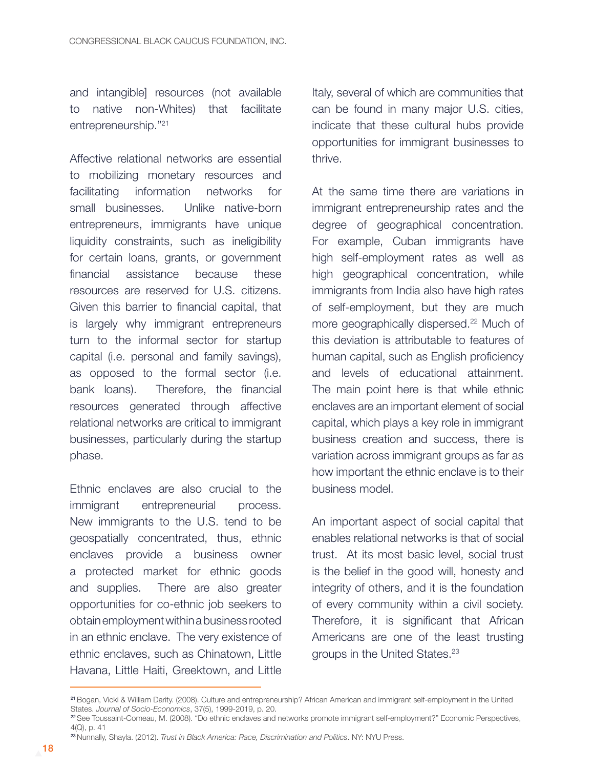and intangible] resources (not available to native non-Whites) that facilitate entrepreneurship."[21]

Affective relational networks are essential to mobilizing monetary resources and facilitating information networks for small businesses. Unlike native-born entrepreneurs, immigrants have unique liquidity constraints, such as ineligibility for certain loans, grants, or government financial assistance because these resources are reserved for U.S. citizens. Given this barrier to financial capital, that is largely why immigrant entrepreneurs turn to the informal sector for startup capital (i.e. personal and family savings), as opposed to the formal sector (i.e. bank loans). Therefore, the financial resources generated through affective relational networks are critical to immigrant businesses, particularly during the startup phase.

Ethnic enclaves are also crucial to the immigrant entrepreneurial process. New immigrants to the U.S. tend to be geospatially concentrated, thus, ethnic enclaves provide a business owner a protected market for ethnic goods and supplies. There are also greater opportunities for co-ethnic job seekers to obtain employment within a business rooted in an ethnic enclave. The very existence of ethnic enclaves, such as Chinatown, Little Havana, Little Haiti, Greektown, and Little Italy, several of which are communities that can be found in many major U.S. cities, indicate that these cultural hubs provide opportunities for immigrant businesses to thrive.

At the same time there are variations in immigrant entrepreneurship rates and the degree of geographical concentration. For example, Cuban immigrants have high self-employment rates as well as high geographical concentration, while immigrants from India also have high rates of self-employment, but they are much more geographically dispersed.[22] Much of this deviation is attributable to features of human capital, such as English proficiency and levels of educational attainment. The main point here is that while ethnic enclaves are an important element of social capital, which plays a key role in immigrant business creation and success, there is variation across immigrant groups as far as how important the ethnic enclave is to their business model.

An important aspect of social capital that enables relational networks is that of social trust. At its most basic level, social trust is the belief in the good will, honesty and integrity of others, and it is the foundation of every community within a civil society. Therefore, it is significant that African Americans are one of the least trusting groups in the United States.[23]

---

[21] Bogan, Vicki & William Darity. (2008). Culture and entrepreneurship? African American and immigrant self-employment in the United States. *Journal of Socio-Economics*, 37(5), 1999-2019, p. 20.

[22] See Toussaint-Comeau, M. (2008). "Do ethnic enclaves and networks promote immigrant self-employment?" Economic Perspectives, 4(Q), p. 41

[23] Nunnally, Shayla. (2012). *Trust in Black America: Race, Discrimination and Politics*. NY: NYU Press.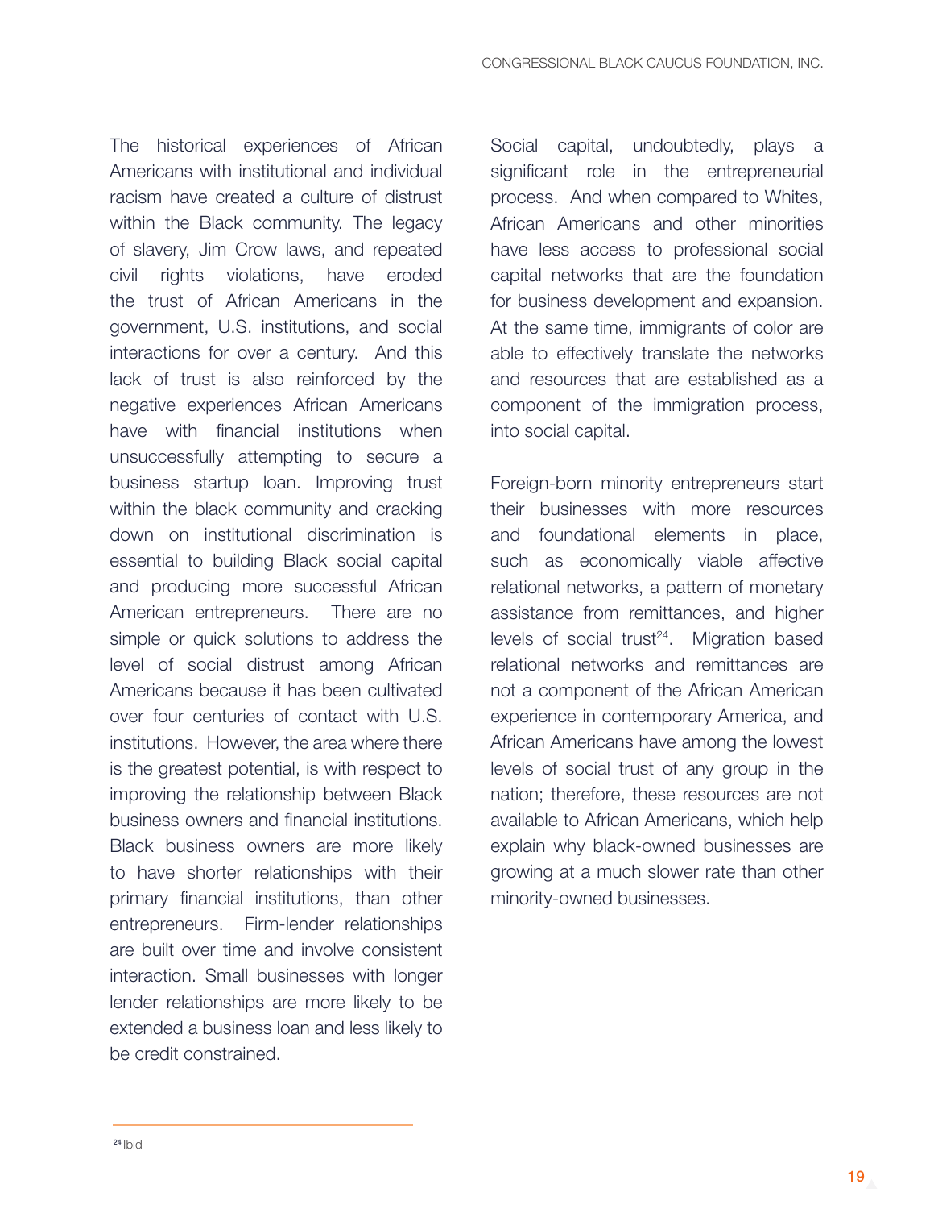The historical experiences of African Americans with institutional and individual racism have created a culture of distrust within the Black community. The legacy of slavery, Jim Crow laws, and repeated civil rights violations, have eroded the trust of African Americans in the government, U.S. institutions, and social interactions for over a century. And this lack of trust is also reinforced by the negative experiences African Americans have with financial institutions when unsuccessfully attempting to secure a business startup loan. Improving trust within the black community and cracking down on institutional discrimination is essential to building Black social capital and producing more successful African American entrepreneurs. There are no simple or quick solutions to address the level of social distrust among African Americans because it has been cultivated over four centuries of contact with U.S. institutions. However, the area where there is the greatest potential, is with respect to improving the relationship between Black business owners and financial institutions. Black business owners are more likely to have shorter relationships with their primary financial institutions, than other entrepreneurs. Firm-lender relationships are built over time and involve consistent interaction. Small businesses with longer lender relationships are more likely to be extended a business loan and less likely to be credit constrained.

Social capital, undoubtedly, plays a significant role in the entrepreneurial process. And when compared to Whites, African Americans and other minorities have less access to professional social capital networks that are the foundation for business development and expansion. At the same time, immigrants of color are able to effectively translate the networks and resources that are established as a component of the immigration process, into social capital.

Foreign-born minority entrepreneurs start their businesses with more resources and foundational elements in place, such as economically viable affective relational networks, a pattern of monetary assistance from remittances, and higher levels of social trust[24]. Migration based relational networks and remittances are not a component of the African American experience in contemporary America, and African Americans have among the lowest levels of social trust of any group in the nation; therefore, these resources are not available to African Americans, which help explain why black-owned businesses are growing at a much slower rate than other minority-owned businesses.

[24] Ibid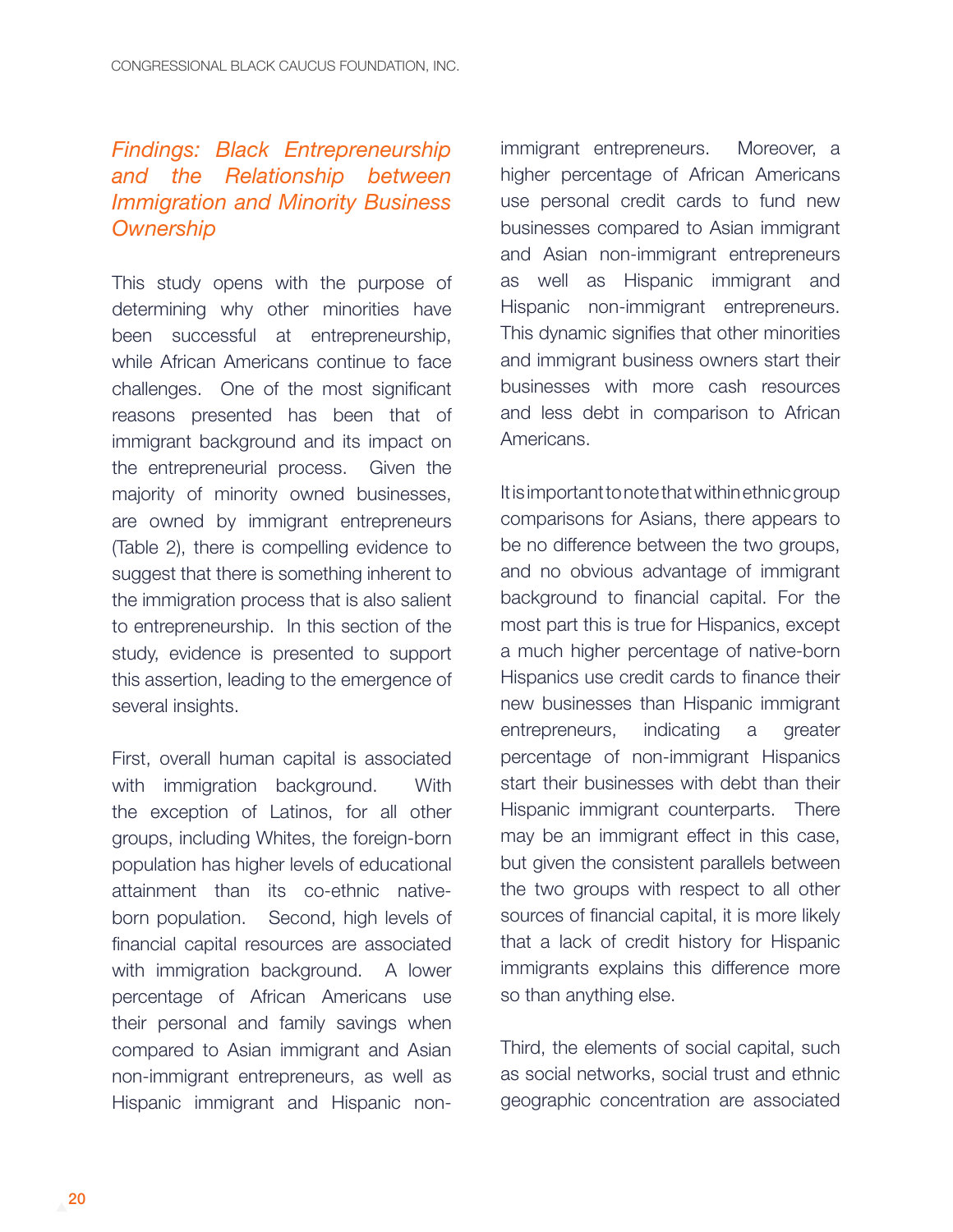## *Findings: Black Entrepreneurship and the Relationship between Immigration and Minority Business Ownership*

This study opens with the purpose of determining why other minorities have been successful at entrepreneurship, while African Americans continue to face challenges. One of the most significant reasons presented has been that of immigrant background and its impact on the entrepreneurial process. Given the majority of minority owned businesses, are owned by immigrant entrepreneurs (Table 2), there is compelling evidence to suggest that there is something inherent to the immigration process that is also salient to entrepreneurship. In this section of the study, evidence is presented to support this assertion, leading to the emergence of several insights.

First, overall human capital is associated with immigration background. With the exception of Latinos, for all other groups, including Whites, the foreign-born population has higher levels of educational attainment than its co-ethnic native-born population. Second, high levels of financial capital resources are associated with immigration background. A lower percentage of African Americans use their personal and family savings when compared to Asian immigrant and Asian non-immigrant entrepreneurs, as well as Hispanic immigrant and Hispanic non-immigrant entrepreneurs. Moreover, a higher percentage of African Americans use personal credit cards to fund new businesses compared to Asian immigrant and Asian non-immigrant entrepreneurs as well as Hispanic immigrant and Hispanic non-immigrant entrepreneurs. This dynamic signifies that other minorities and immigrant business owners start their businesses with more cash resources and less debt in comparison to African Americans.

It is important to note that within ethnic group comparisons for Asians, there appears to be no difference between the two groups, and no obvious advantage of immigrant background to financial capital. For the most part this is true for Hispanics, except a much higher percentage of native-born Hispanics use credit cards to finance their new businesses than Hispanic immigrant entrepreneurs, indicating a greater percentage of non-immigrant Hispanics start their businesses with debt than their Hispanic immigrant counterparts. There may be an immigrant effect in this case, but given the consistent parallels between the two groups with respect to all other sources of financial capital, it is more likely that a lack of credit history for Hispanic immigrants explains this difference more so than anything else.

Third, the elements of social capital, such as social networks, social trust and ethnic geographic concentration are associated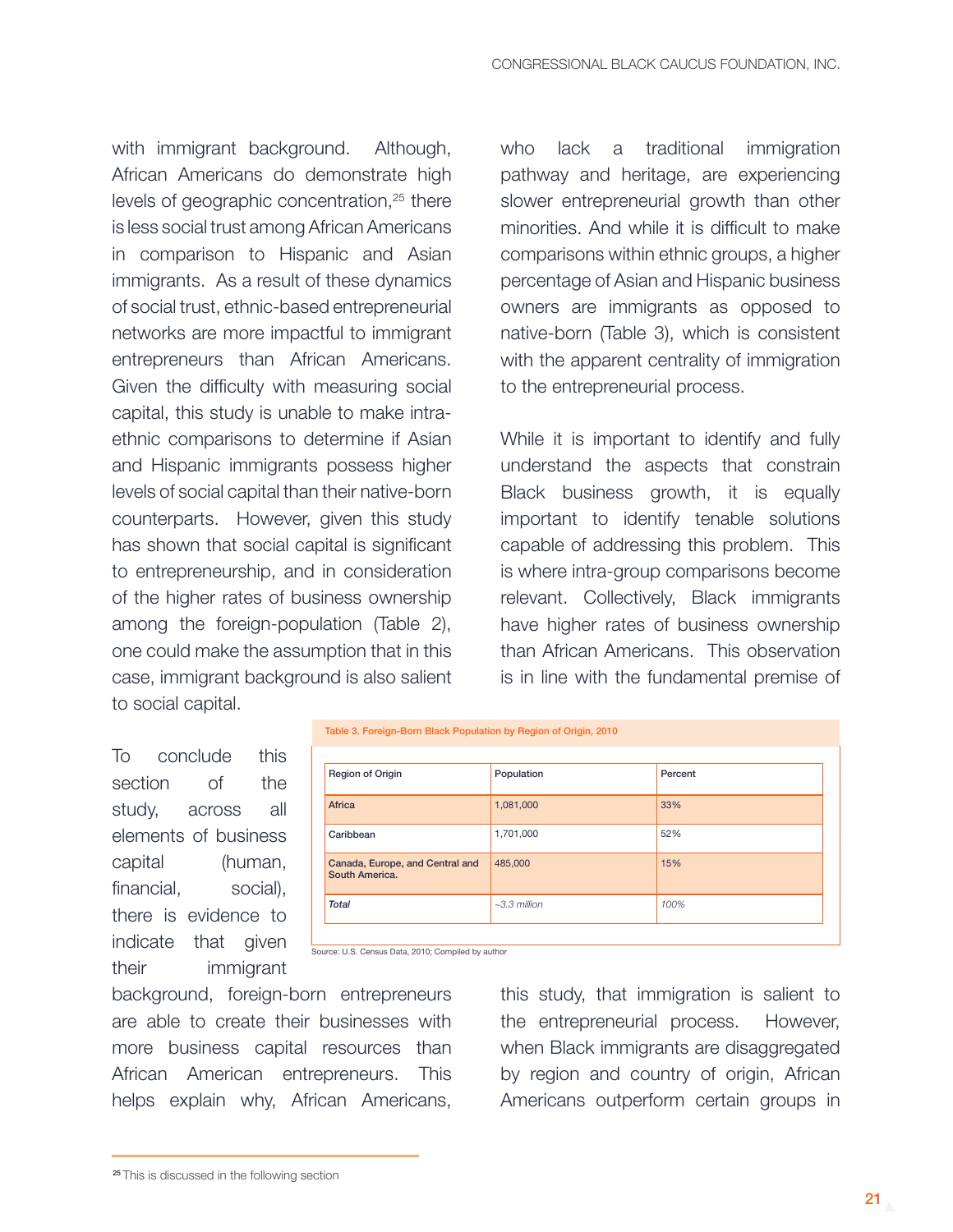with immigrant background. Although, African Americans do demonstrate high levels of geographic concentration,[25] there is less social trust among African Americans in comparison to Hispanic and Asian immigrants. As a result of these dynamics of social trust, ethnic-based entrepreneurial networks are more impactful to immigrant entrepreneurs than African Americans. Given the difficulty with measuring social capital, this study is unable to make intra-ethnic comparisons to determine if Asian and Hispanic immigrants possess higher levels of social capital than their native-born counterparts. However, given this study has shown that social capital is significant to entrepreneurship, and in consideration of the higher rates of business ownership among the foreign-population (Table 2), one could make the assumption that in this case, immigrant background is also salient to social capital.

To conclude this section of the study, across all elements of business capital (human, financial, social), there is evidence to indicate that given their immigrant background, foreign-born entrepreneurs are able to create their businesses with more business capital resources than African American entrepreneurs. This helps explain why, African Americans, who lack a traditional immigration pathway and heritage, are experiencing slower entrepreneurial growth than other minorities. And while it is difficult to make comparisons within ethnic groups, a higher percentage of Asian and Hispanic business owners are immigrants as opposed to native-born (Table 3), which is consistent with the apparent centrality of immigration to the entrepreneurial process.

While it is important to identify and fully understand the aspects that constrain Black business growth, it is equally important to identify tenable solutions capable of addressing this problem. This is where intra-group comparisons become relevant. Collectively, Black immigrants have higher rates of business ownership than African Americans. This observation is in line with the fundamental premise of this study, that immigration is salient to the entrepreneurial process. However, when Black immigrants are disaggregated by region and country of origin, African Americans outperform certain groups in

**Table 3. Foreign-Born Black Population by Region of Origin, 2010**

| Region of Origin | Population | Percent |
|---|---|---|
| Africa | 1,081,000 | 33% |
| Caribbean | 1,701,000 | 52% |
| Canada, Europe, and Central and South America. | 485,000 | 15% |
| *Total* | *~3.3 million* | *100%* |

Source: U.S. Census Data, 2010; Compiled by author

[25] This is discussed in the following section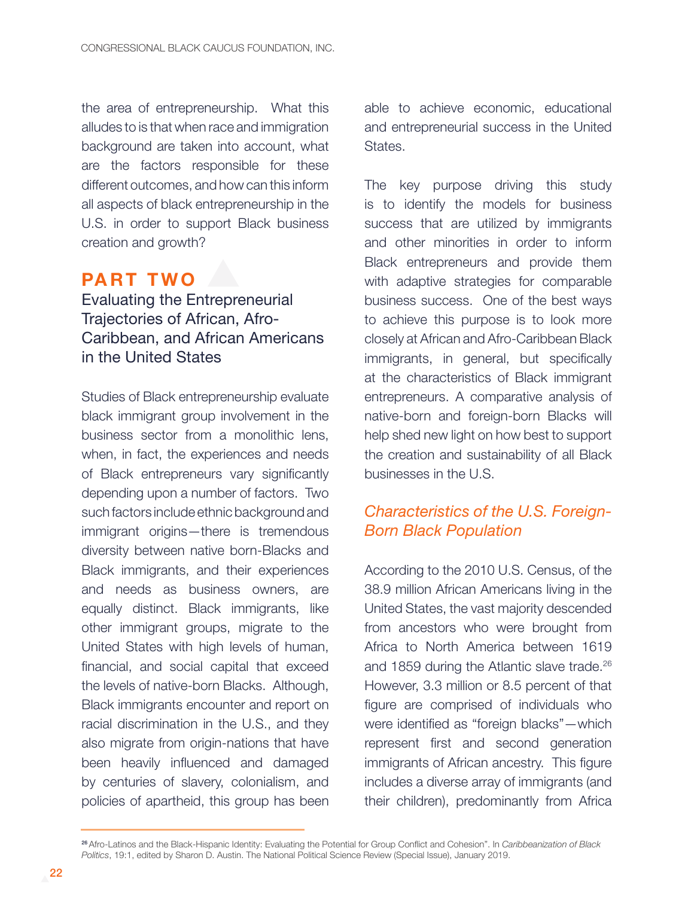the area of entrepreneurship. What this alludes to is that when race and immigration background are taken into account, what are the factors responsible for these different outcomes, and how can this inform all aspects of black entrepreneurship in the U.S. in order to support Black business creation and growth?

## PART TWO

### Evaluating the Entrepreneurial Trajectories of African, Afro-Caribbean, and African Americans in the United States

Studies of Black entrepreneurship evaluate black immigrant group involvement in the business sector from a monolithic lens, when, in fact, the experiences and needs of Black entrepreneurs vary significantly depending upon a number of factors. Two such factors include ethnic background and immigrant origins—there is tremendous diversity between native born-Blacks and Black immigrants, and their experiences and needs as business owners, are equally distinct. Black immigrants, like other immigrant groups, migrate to the United States with high levels of human, financial, and social capital that exceed the levels of native-born Blacks. Although, Black immigrants encounter and report on racial discrimination in the U.S., and they also migrate from origin-nations that have been heavily influenced and damaged by centuries of slavery, colonialism, and policies of apartheid, this group has been able to achieve economic, educational and entrepreneurial success in the United States.

The key purpose driving this study is to identify the models for business success that are utilized by immigrants and other minorities in order to inform Black entrepreneurs and provide them with adaptive strategies for comparable business success. One of the best ways to achieve this purpose is to look more closely at African and Afro-Caribbean Black immigrants, in general, but specifically at the characteristics of Black immigrant entrepreneurs. A comparative analysis of native-born and foreign-born Blacks will help shed new light on how best to support the creation and sustainability of all Black businesses in the U.S.

### *Characteristics of the U.S. Foreign-Born Black Population*

According to the 2010 U.S. Census, of the 38.9 million African Americans living in the United States, the vast majority descended from ancestors who were brought from Africa to North America between 1619 and 1859 during the Atlantic slave trade.[26] However, 3.3 million or 8.5 percent of that figure are comprised of individuals who were identified as "foreign blacks"—which represent first and second generation immigrants of African ancestry. This figure includes a diverse array of immigrants (and their children), predominantly from Africa

---

[26] Afro-Latinos and the Black-Hispanic Identity: Evaluating the Potential for Group Conflict and Cohesion". In *Caribbeanization of Black Politics*, 19:1, edited by Sharon D. Austin. The National Political Science Review (Special Issue), January 2019.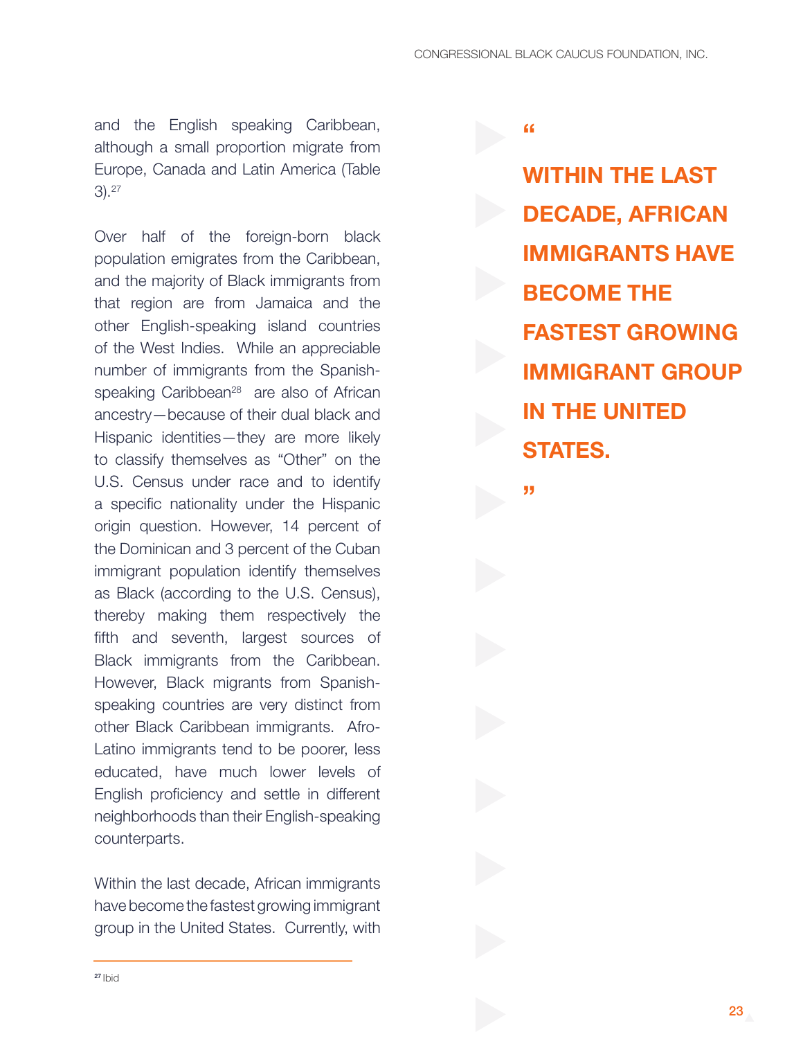and the English speaking Caribbean, although a small proportion migrate from Europe, Canada and Latin America (Table 3).[27]

Over half of the foreign-born black population emigrates from the Caribbean, and the majority of Black immigrants from that region are from Jamaica and the other English-speaking island countries of the West Indies. While an appreciable number of immigrants from the Spanish-speaking Caribbean[28] are also of African ancestry—because of their dual black and Hispanic identities—they are more likely to classify themselves as "Other" on the U.S. Census under race and to identify a specific nationality under the Hispanic origin question. However, 14 percent of the Dominican and 3 percent of the Cuban immigrant population identify themselves as Black (according to the U.S. Census), thereby making them respectively the fifth and seventh, largest sources of Black immigrants from the Caribbean. However, Black migrants from Spanish-speaking countries are very distinct from other Black Caribbean immigrants. Afro-Latino immigrants tend to be poorer, less educated, have much lower levels of English proficiency and settle in different neighborhoods than their English-speaking counterparts.

Within the last decade, African immigrants have become the fastest growing immigrant group in the United States. Currently, with

> **"WITHIN THE LAST DECADE, AFRICAN IMMIGRANTS HAVE BECOME THE FASTEST GROWING IMMIGRANT GROUP IN THE UNITED STATES."**

[27] Ibid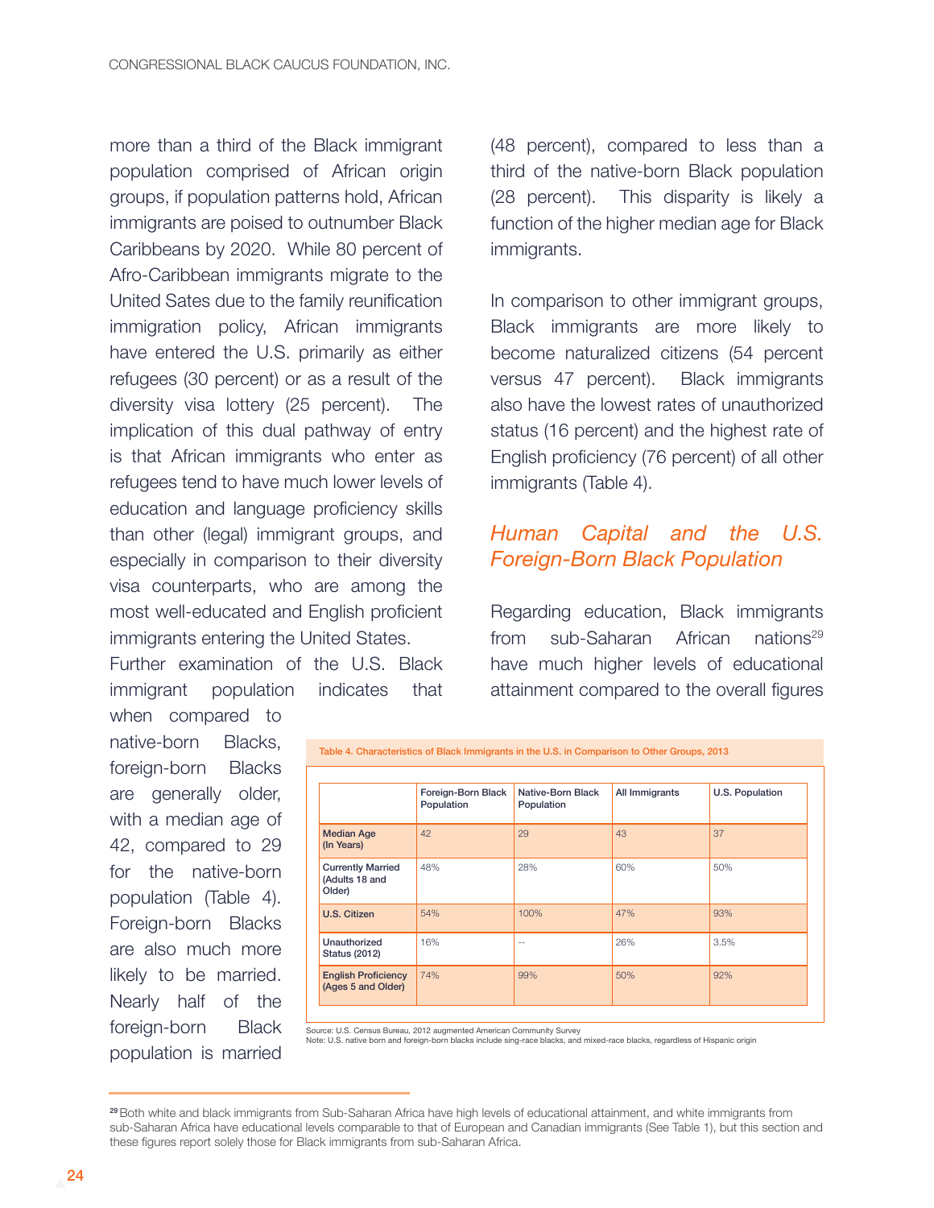more than a third of the Black immigrant population comprised of African origin groups, if population patterns hold, African immigrants are poised to outnumber Black Caribbeans by 2020. While 80 percent of Afro-Caribbean immigrants migrate to the United Sates due to the family reunification immigration policy, African immigrants have entered the U.S. primarily as either refugees (30 percent) or as a result of the diversity visa lottery (25 percent). The implication of this dual pathway of entry is that African immigrants who enter as refugees tend to have much lower levels of education and language proficiency skills than other (legal) immigrant groups, and especially in comparison to their diversity visa counterparts, who are among the most well-educated and English proficient immigrants entering the United States.

Further examination of the U.S. Black immigrant population indicates that when compared to native-born Blacks, foreign-born Blacks are generally older, with a median age of 42, compared to 29 for the native-born population (Table 4). Foreign-born Blacks are also much more likely to be married. Nearly half of the foreign-born Black population is married (48 percent), compared to less than a third of the native-born Black population (28 percent). This disparity is likely a function of the higher median age for Black immigrants.

In comparison to other immigrant groups, Black immigrants are more likely to become naturalized citizens (54 percent versus 47 percent). Black immigrants also have the lowest rates of unauthorized status (16 percent) and the highest rate of English proficiency (76 percent) of all other immigrants (Table 4).

## *Human Capital and the U.S. Foreign-Born Black Population*

Regarding education, Black immigrants from sub-Saharan African nations[29] have much higher levels of educational attainment compared to the overall figures

Table 4. Characteristics of Black Immigrants in the U.S. in Comparison to Other Groups, 2013

| | Foreign-Born Black Population | Native-Born Black Population | All Immigrants | U.S. Population |
|---|---|---|---|---|
| Median Age (In Years) | 42 | 29 | 43 | 37 |
| Currently Married (Adults 18 and Older) | 48% | 28% | 60% | 50% |
| U.S. Citizen | 54% | 100% | 47% | 93% |
| Unauthorized Status (2012) | 16% | -- | 26% | 3.5% |
| English Proficiency (Ages 5 and Older) | 74% | 99% | 50% | 92% |

Source: U.S. Census Bureau, 2012 augmented American Community Survey
Note: U.S. native born and foreign-born blacks include sing-race blacks, and mixed-race blacks, regardless of Hispanic origin

[29] Both white and black immigrants from Sub-Saharan Africa have high levels of educational attainment, and white immigrants from sub-Saharan Africa have educational levels comparable to that of European and Canadian immigrants (See Table 1), but this section and these figures report solely those for Black immigrants from sub-Saharan Africa.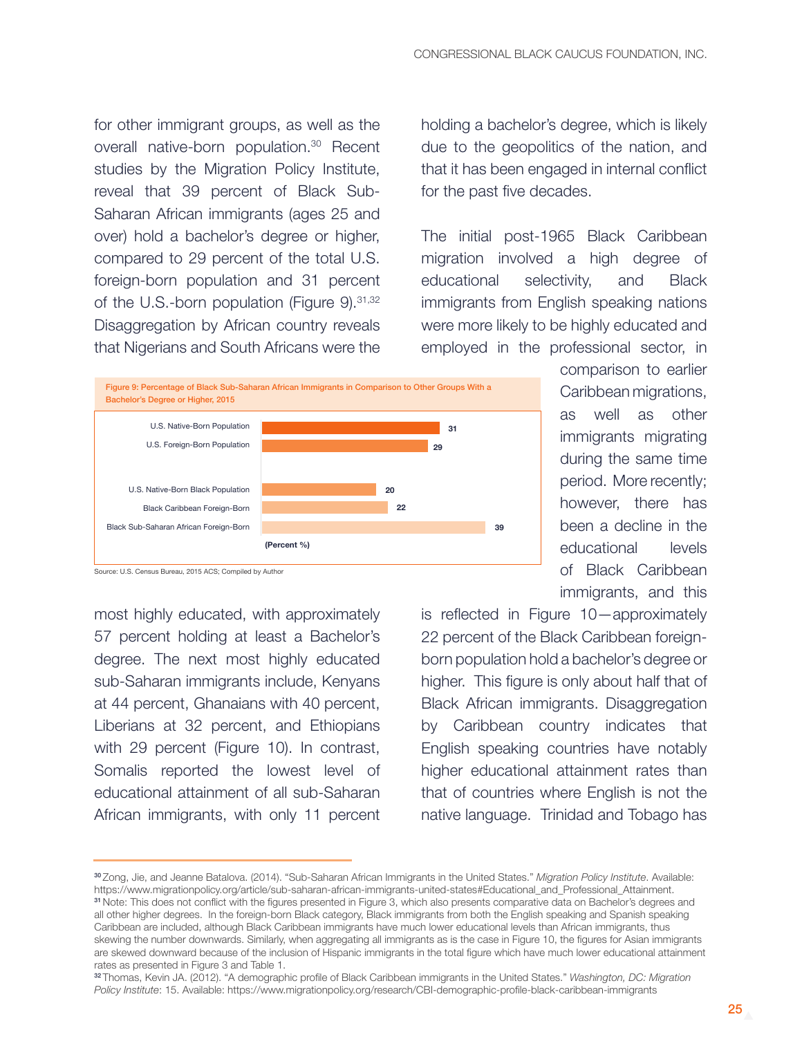for other immigrant groups, as well as the overall native-born population.[30] Recent studies by the Migration Policy Institute, reveal that 39 percent of Black Sub-Saharan African immigrants (ages 25 and over) hold a bachelor's degree or higher, compared to 29 percent of the total U.S. foreign-born population and 31 percent of the U.S.-born population (Figure 9).[31,32] Disaggregation by African country reveals that Nigerians and South Africans were the most highly educated, with approximately 57 percent holding at least a Bachelor's degree. The next most highly educated sub-Saharan immigrants include, Kenyans at 44 percent, Ghanaians with 40 percent, Liberians at 32 percent, and Ethiopians with 29 percent (Figure 10). In contrast, Somalis reported the lowest level of educational attainment of all sub-Saharan African immigrants, with only 11 percent holding a bachelor's degree, which is likely due to the geopolitics of the nation, and that it has been engaged in internal conflict for the past five decades.

**Figure 9: Percentage of Black Sub-Saharan African Immigrants in Comparison to Other Groups With a Bachelor's Degree or Higher, 2015**

| Group | (Percent %) |
|---|---|
| U.S. Native-Born Population | 31 |
| U.S. Foreign-Born Population | 29 |
| U.S. Native-Born Black Population | 20 |
| Black Caribbean Foreign-Born | 22 |
| Black Sub-Saharan African Foreign-Born | 39 |

Source: U.S. Census Bureau, 2015 ACS; Compiled by Author

The initial post-1965 Black Caribbean migration involved a high degree of educational selectivity, and Black immigrants from English speaking nations were more likely to be highly educated and employed in the professional sector, in comparison to earlier Caribbean migrations, as well as other immigrants migrating during the same time period. More recently; however, there has been a decline in the educational levels of Black Caribbean immigrants, and this is reflected in Figure 10—approximately 22 percent of the Black Caribbean foreign-born population hold a bachelor's degree or higher. This figure is only about half that of Black African immigrants. Disaggregation by Caribbean country indicates that English speaking countries have notably higher educational attainment rates than that of countries where English is not the native language. Trinidad and Tobago has

---

[30] Zong, Jie, and Jeanne Batalova. (2014). "Sub-Saharan African Immigrants in the United States." *Migration Policy Institute*. Available: https://www.migrationpolicy.org/article/sub-saharan-african-immigrants-united-states#Educational_and_Professional_Attainment.

[31] Note: This does not conflict with the figures presented in Figure 3, which also presents comparative data on Bachelor's degrees and all other higher degrees. In the foreign-born Black category, Black immigrants from both the English speaking and Spanish speaking Caribbean are included, although Black Caribbean immigrants have much lower educational levels than African immigrants, thus skewing the number downwards. Similarly, when aggregating all immigrants as is the case in Figure 10, the figures for Asian immigrants are skewed downward because of the inclusion of Hispanic immigrants in the total figure which have much lower educational attainment rates as presented in Figure 3 and Table 1.

[32] Thomas, Kevin JA. (2012). "A demographic profile of Black Caribbean immigrants in the United States." *Washington, DC: Migration Policy Institute*: 15. Available: https://www.migrationpolicy.org/research/CBI-demographic-profile-black-caribbean-immigrants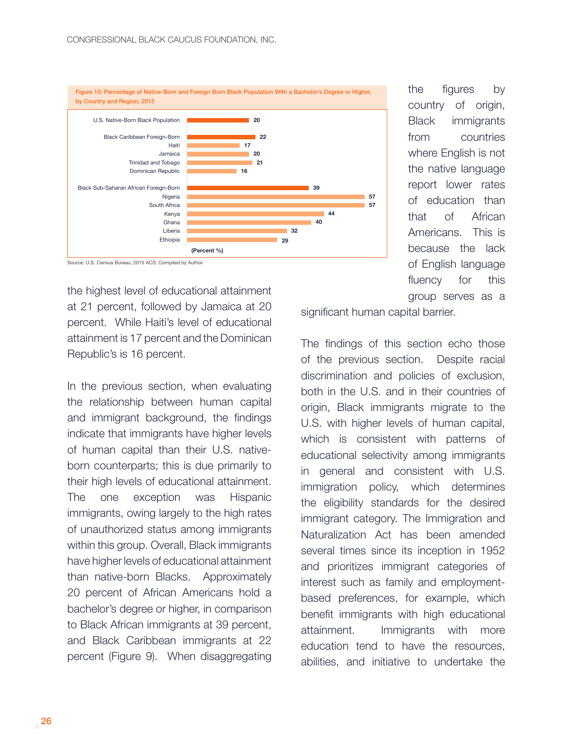Figure 10: Percentage of Native-Born and Foreign Born Black Population With a Bachelor's Degree or Higher, by Country and Region, 2015

| | (Percent %) |
|---|---|
| U.S. Native-Born Black Population | 20 |
| Black Caribbean Foreign-Born | 22 |
| Haiti | 17 |
| Jamaica | 20 |
| Trinidad and Tobago | 21 |
| Dominican Republic | 16 |
| Black Sub-Saharan African Foreign-Born | 39 |
| Nigeria | 57 |
| South Africa | 57 |
| Kenya | 44 |
| Ghana | 40 |
| Liberia | 32 |
| Ethiopia | 29 |

Source: U.S. Census Bureau, 2015 ACS; Compiled by Author

the highest level of educational attainment at 21 percent, followed by Jamaica at 20 percent. While Haiti's level of educational attainment is 17 percent and the Dominican Republic's is 16 percent.

In the previous section, when evaluating the relationship between human capital and immigrant background, the findings indicate that immigrants have higher levels of human capital than their U.S. native-born counterparts; this is due primarily to their high levels of educational attainment. The one exception was Hispanic immigrants, owing largely to the high rates of unauthorized status among immigrants within this group. Overall, Black immigrants have higher levels of educational attainment than native-born Blacks. Approximately 20 percent of African Americans hold a bachelor's degree or higher, in comparison to Black African immigrants at 39 percent, and Black Caribbean immigrants at 22 percent (Figure 9). When disaggregating the figures by country of origin, Black immigrants from countries where English is not the native language report lower rates of education than that of African Americans. This is because the lack of English language fluency for this group serves as a significant human capital barrier.

The findings of this section echo those of the previous section. Despite racial discrimination and policies of exclusion, both in the U.S. and in their countries of origin, Black immigrants migrate to the U.S. with higher levels of human capital, which is consistent with patterns of educational selectivity among immigrants in general and consistent with U.S. immigration policy, which determines the eligibility standards for the desired immigrant category. The Immigration and Naturalization Act has been amended several times since its inception in 1952 and prioritizes immigrant categories of interest such as family and employment-based preferences, for example, which benefit immigrants with high educational attainment. Immigrants with more education tend to have the resources, abilities, and initiative to undertake the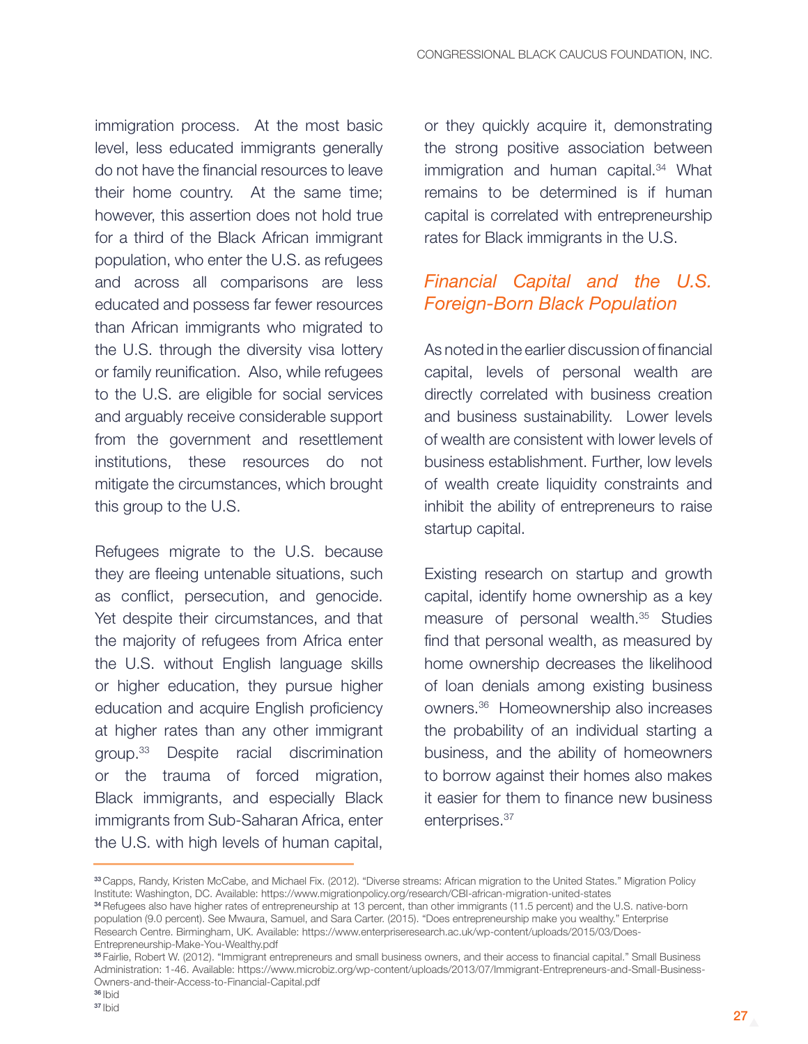immigration process. At the most basic level, less educated immigrants generally do not have the financial resources to leave their home country. At the same time; however, this assertion does not hold true for a third of the Black African immigrant population, who enter the U.S. as refugees and across all comparisons are less educated and possess far fewer resources than African immigrants who migrated to the U.S. through the diversity visa lottery or family reunification. Also, while refugees to the U.S. are eligible for social services and arguably receive considerable support from the government and resettlement institutions, these resources do not mitigate the circumstances, which brought this group to the U.S.

Refugees migrate to the U.S. because they are fleeing untenable situations, such as conflict, persecution, and genocide. Yet despite their circumstances, and that the majority of refugees from Africa enter the U.S. without English language skills or higher education, they pursue higher education and acquire English proficiency at higher rates than any other immigrant group.[33] Despite racial discrimination or the trauma of forced migration, Black immigrants, and especially Black immigrants from Sub-Saharan Africa, enter the U.S. with high levels of human capital, or they quickly acquire it, demonstrating the strong positive association between immigration and human capital.[34] What remains to be determined is if human capital is correlated with entrepreneurship rates for Black immigrants in the U.S.

## *Financial Capital and the U.S. Foreign-Born Black Population*

As noted in the earlier discussion of financial capital, levels of personal wealth are directly correlated with business creation and business sustainability. Lower levels of wealth are consistent with lower levels of business establishment. Further, low levels of wealth create liquidity constraints and inhibit the ability of entrepreneurs to raise startup capital.

Existing research on startup and growth capital, identify home ownership as a key measure of personal wealth.[35] Studies find that personal wealth, as measured by home ownership decreases the likelihood of loan denials among existing business owners.[36] Homeownership also increases the probability of an individual starting a business, and the ability of homeowners to borrow against their homes also makes it easier for them to finance new business enterprises.[37]

---

[33] Capps, Randy, Kristen McCabe, and Michael Fix. (2012). "Diverse streams: African migration to the United States." Migration Policy Institute: Washington, DC. Available: https://www.migrationpolicy.org/research/CBI-african-migration-united-states

[34] Refugees also have higher rates of entrepreneurship at 13 percent, than other immigrants (11.5 percent) and the U.S. native-born population (9.0 percent). See Mwaura, Samuel, and Sara Carter. (2015). "Does entrepreneurship make you wealthy." Enterprise Research Centre. Birmingham, UK. Available: https://www.enterpriseresearch.ac.uk/wp-content/uploads/2015/03/Does-Entrepreneurship-Make-You-Wealthy.pdf

[35] Fairlie, Robert W. (2012). "Immigrant entrepreneurs and small business owners, and their access to financial capital." Small Business Administration: 1-46. Available: https://www.microbiz.org/wp-content/uploads/2013/07/Immigrant-Entrepreneurs-and-Small-Business-Owners-and-their-Access-to-Financial-Capital.pdf

[36] Ibid

[37] Ibid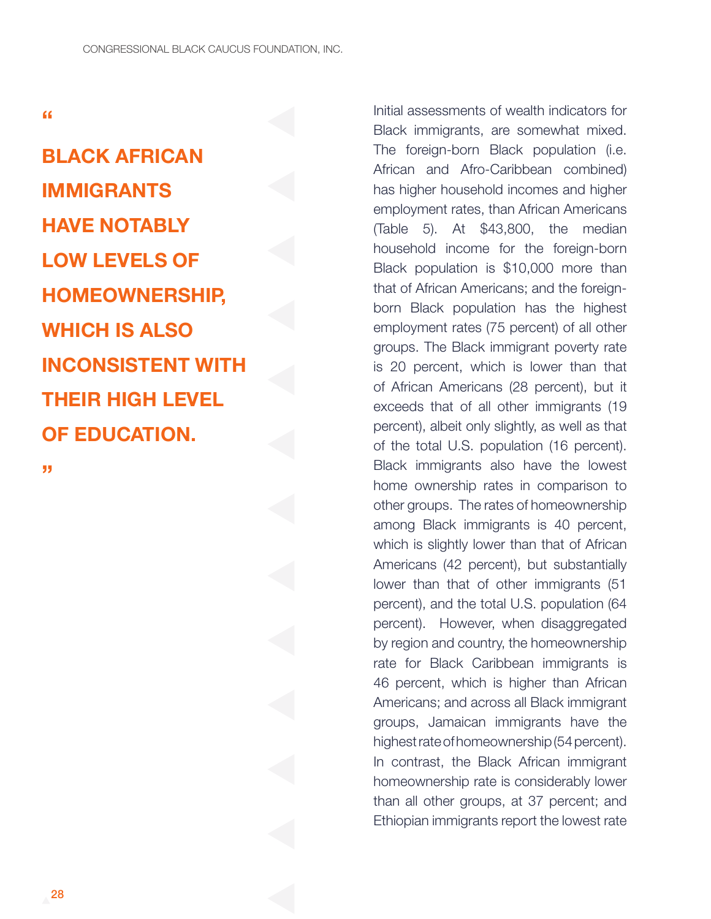> **“BLACK AFRICAN IMMIGRANTS HAVE NOTABLY LOW LEVELS OF HOMEOWNERSHIP, WHICH IS ALSO INCONSISTENT WITH THEIR HIGH LEVEL OF EDUCATION.”**

Initial assessments of wealth indicators for Black immigrants, are somewhat mixed. The foreign-born Black population (i.e. African and Afro-Caribbean combined) has higher household incomes and higher employment rates, than African Americans (Table 5). At $43,800, the median household income for the foreign-born Black population is $10,000 more than that of African Americans; and the foreign-born Black population has the highest employment rates (75 percent) of all other groups. The Black immigrant poverty rate is 20 percent, which is lower than that of African Americans (28 percent), but it exceeds that of all other immigrants (19 percent), albeit only slightly, as well as that of the total U.S. population (16 percent). Black immigrants also have the lowest home ownership rates in comparison to other groups. The rates of homeownership among Black immigrants is 40 percent, which is slightly lower than that of African Americans (42 percent), but substantially lower than that of other immigrants (51 percent), and the total U.S. population (64 percent). However, when disaggregated by region and country, the homeownership rate for Black Caribbean immigrants is 46 percent, which is higher than African Americans; and across all Black immigrant groups, Jamaican immigrants have the highest rate of homeownership (54 percent). In contrast, the Black African immigrant homeownership rate is considerably lower than all other groups, at 37 percent; and Ethiopian immigrants report the lowest rate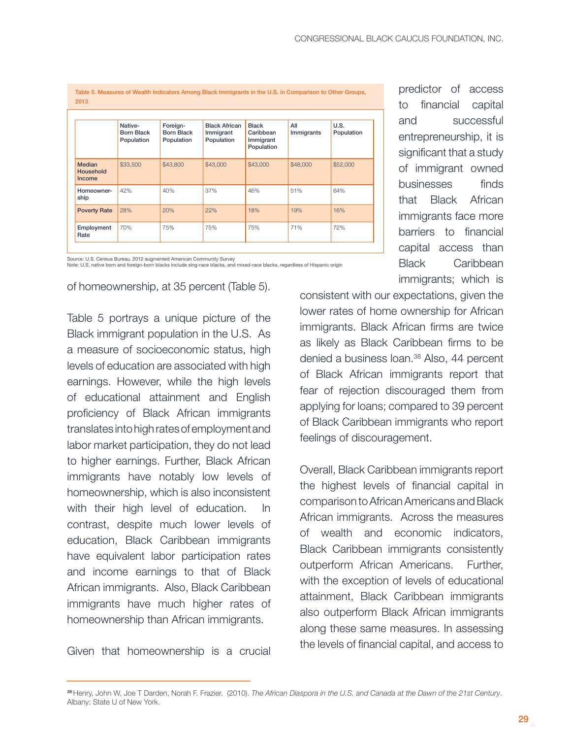Table 5. Measures of Wealth Indicators Among Black Immigrants in the U.S. in Comparison to Other Groups, 2013

| | Native-Born Black Population | Foreign-Born Black Population | Black African Immigrant Population | Black Caribbean Immigrant Population | All Immigrants | U.S. Population |
|---|---|---|---|---|---|---|
| Median Household Income | $33,500 | $43,800 | $43,000 | $43,000 | $48,000 | $52,000 |
| Homeownership | 42% | 40% | 37% | 46% | 51% | 64% |
| Poverty Rate | 28% | 20% | 22% | 18% | 19% | 16% |
| Employment Rate | 70% | 75% | 75% | 75% | 71% | 72% |

Source: U.S. Census Bureau, 2012 augmented American Community Survey
Note: U.S. native born and foreign-born blacks include sing-race blacks, and mixed-race blacks, regardless of Hispanic origin

of homeownership, at 35 percent (Table 5).

Table 5 portrays a unique picture of the Black immigrant population in the U.S. As a measure of socioeconomic status, high levels of education are associated with high earnings. However, while the high levels of educational attainment and English proficiency of Black African immigrants translates into high rates of employment and labor market participation, they do not lead to higher earnings. Further, Black African immigrants have notably low levels of homeownership, which is also inconsistent with their high level of education. In contrast, despite much lower levels of education, Black Caribbean immigrants have equivalent labor participation rates and income earnings to that of Black African immigrants. Also, Black Caribbean immigrants have much higher rates of homeownership than African immigrants.

Given that homeownership is a crucial predictor of access to financial capital and successful entrepreneurship, it is significant that a study of immigrant owned businesses finds that Black African immigrants face more barriers to financial capital access than Black Caribbean immigrants; which is consistent with our expectations, given the lower rates of home ownership for African immigrants. Black African firms are twice as likely as Black Caribbean firms to be denied a business loan.[38] Also, 44 percent of Black African immigrants report that fear of rejection discouraged them from applying for loans; compared to 39 percent of Black Caribbean immigrants who report feelings of discouragement.

Overall, Black Caribbean immigrants report the highest levels of financial capital in comparison to African Americans and Black African immigrants. Across the measures of wealth and economic indicators, Black Caribbean immigrants consistently outperform African Americans. Further, with the exception of levels of educational attainment, Black Caribbean immigrants also outperform Black African immigrants along these same measures. In assessing the levels of financial capital, and access to

[38] Henry, John W, Joe T Darden, Norah F. Frazier. (2010). *The African Diaspora in the U.S. and Canada at the Dawn of the 21st Century*. Albany: State U of New York.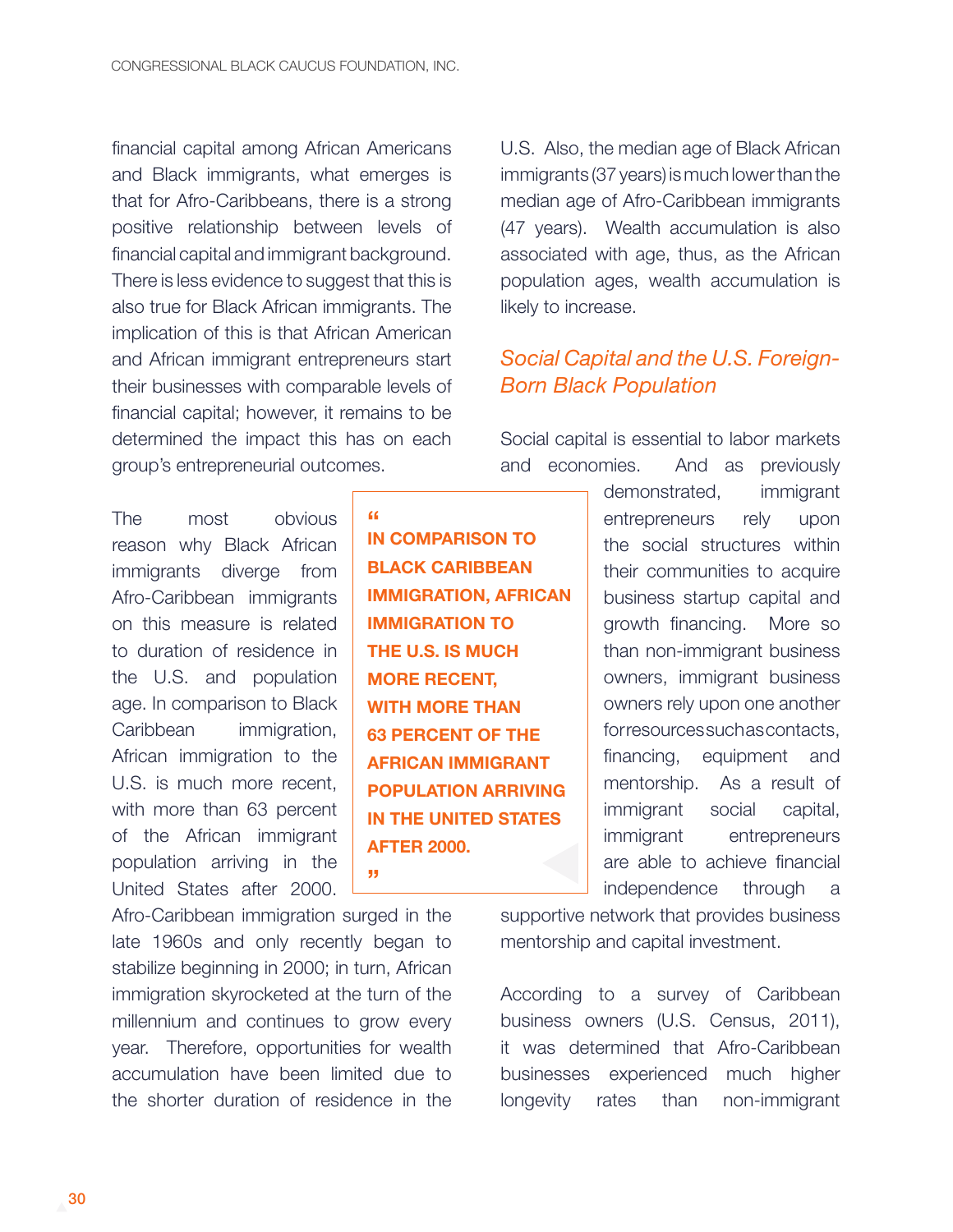financial capital among African Americans and Black immigrants, what emerges is that for Afro-Caribbeans, there is a strong positive relationship between levels of financial capital and immigrant background. There is less evidence to suggest that this is also true for Black African immigrants. The implication of this is that African American and African immigrant entrepreneurs start their businesses with comparable levels of financial capital; however, it remains to be determined the impact this has on each group's entrepreneurial outcomes.

The most obvious reason why Black African immigrants diverge from Afro-Caribbean immigrants on this measure is related to duration of residence in the U.S. and population age. In comparison to Black Caribbean immigration, African immigration to the U.S. is much more recent, with more than 63 percent of the African immigrant population arriving in the United States after 2000. Afro-Caribbean immigration surged in the late 1960s and only recently began to stabilize beginning in 2000; in turn, African immigration skyrocketed at the turn of the millennium and continues to grow every year. Therefore, opportunities for wealth accumulation have been limited due to the shorter duration of residence in the U.S. Also, the median age of Black African immigrants (37 years) is much lower than the median age of Afro-Caribbean immigrants (47 years). Wealth accumulation is also associated with age, thus, as the African population ages, wealth accumulation is likely to increase.

> **"IN COMPARISON TO BLACK CARIBBEAN IMMIGRATION, AFRICAN IMMIGRATION TO THE U.S. IS MUCH MORE RECENT, WITH MORE THAN 63 PERCENT OF THE AFRICAN IMMIGRANT POPULATION ARRIVING IN THE UNITED STATES AFTER 2000."**

## *Social Capital and the U.S. Foreign-Born Black Population*

Social capital is essential to labor markets and economies. And as previously demonstrated, immigrant entrepreneurs rely upon the social structures within their communities to acquire business startup capital and growth financing. More so than non-immigrant business owners, immigrant business owners rely upon one another for resources such as contacts, financing, equipment and mentorship. As a result of immigrant social capital, immigrant entrepreneurs are able to achieve financial independence through a supportive network that provides business mentorship and capital investment.

According to a survey of Caribbean business owners (U.S. Census, 2011), it was determined that Afro-Caribbean businesses experienced much higher longevity rates than non-immigrant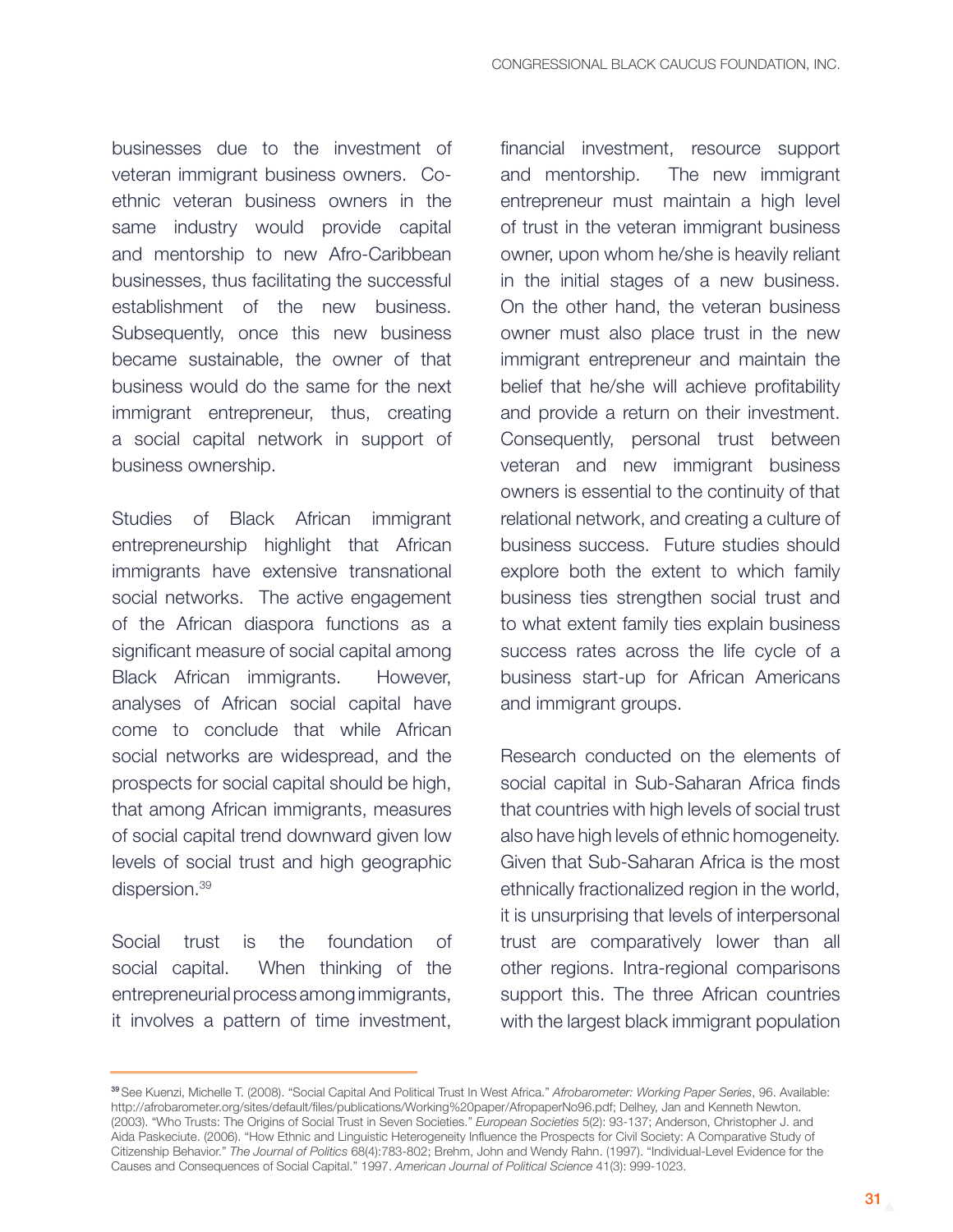businesses due to the investment of veteran immigrant business owners. Co-ethnic veteran business owners in the same industry would provide capital and mentorship to new Afro-Caribbean businesses, thus facilitating the successful establishment of the new business. Subsequently, once this new business became sustainable, the owner of that business would do the same for the next immigrant entrepreneur, thus, creating a social capital network in support of business ownership.

Studies of Black African immigrant entrepreneurship highlight that African immigrants have extensive transnational social networks. The active engagement of the African diaspora functions as a significant measure of social capital among Black African immigrants. However, analyses of African social capital have come to conclude that while African social networks are widespread, and the prospects for social capital should be high, that among African immigrants, measures of social capital trend downward given low levels of social trust and high geographic dispersion.[39]

Social trust is the foundation of social capital. When thinking of the entrepreneurial process among immigrants, it involves a pattern of time investment, financial investment, resource support and mentorship. The new immigrant entrepreneur must maintain a high level of trust in the veteran immigrant business owner, upon whom he/she is heavily reliant in the initial stages of a new business. On the other hand, the veteran business owner must also place trust in the new immigrant entrepreneur and maintain the belief that he/she will achieve profitability and provide a return on their investment. Consequently, personal trust between veteran and new immigrant business owners is essential to the continuity of that relational network, and creating a culture of business success. Future studies should explore both the extent to which family business ties strengthen social trust and to what extent family ties explain business success rates across the life cycle of a business start-up for African Americans and immigrant groups.

Research conducted on the elements of social capital in Sub-Saharan Africa finds that countries with high levels of social trust also have high levels of ethnic homogeneity. Given that Sub-Saharan Africa is the most ethnically fractionalized region in the world, it is unsurprising that levels of interpersonal trust are comparatively lower than all other regions. Intra-regional comparisons support this. The three African countries with the largest black immigrant population

---

[39] See Kuenzi, Michelle T. (2008). "Social Capital And Political Trust In West Africa." *Afrobarometer: Working Paper Series*, 96. Available: http://afrobarometer.org/sites/default/files/publications/Working%20paper/AfropaperNo96.pdf; Delhey, Jan and Kenneth Newton. (2003). "Who Trusts: The Origins of Social Trust in Seven Societies." *European Societies* 5(2): 93-137; Anderson, Christopher J. and Aida Paskeciute. (2006). "How Ethnic and Linguistic Heterogeneity Influence the Prospects for Civil Society: A Comparative Study of Citizenship Behavior." *The Journal of Politics* 68(4):783-802; Brehm, John and Wendy Rahn. (1997). "Individual-Level Evidence for the Causes and Consequences of Social Capital." 1997. *American Journal of Political Science* 41(3): 999-1023.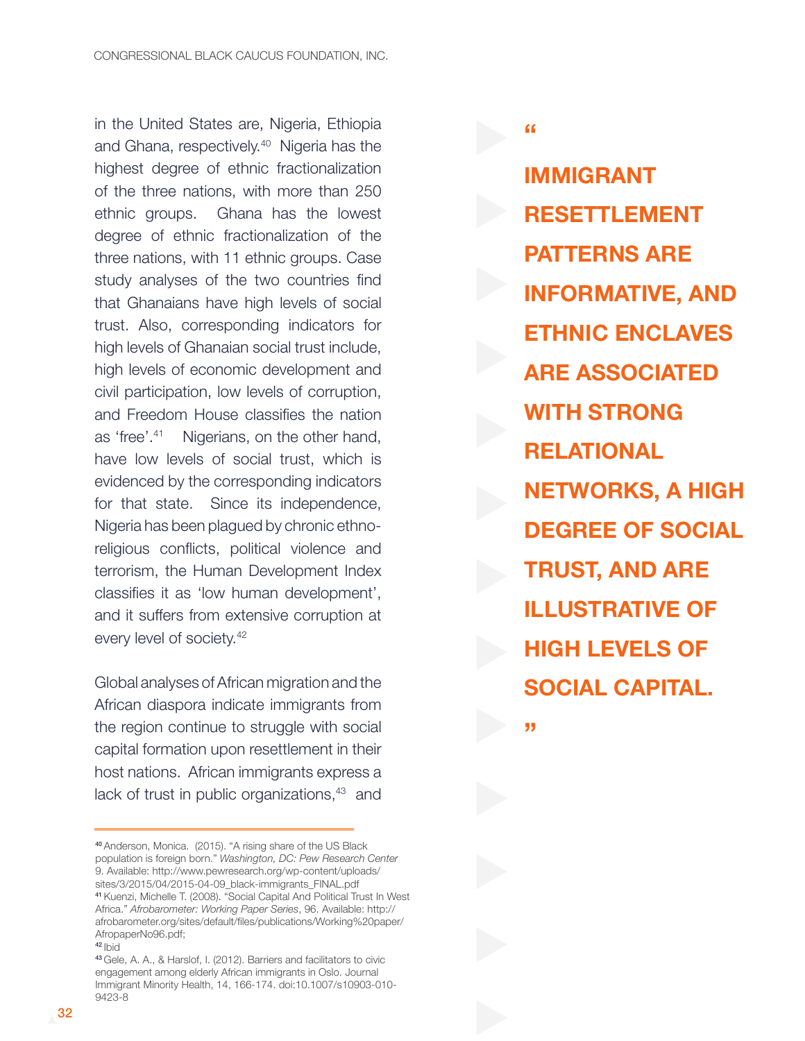in the United States are, Nigeria, Ethiopia and Ghana, respectively.[40] Nigeria has the highest degree of ethnic fractionalization of the three nations, with more than 250 ethnic groups. Ghana has the lowest degree of ethnic fractionalization of the three nations, with 11 ethnic groups. Case study analyses of the two countries find that Ghanaians have high levels of social trust. Also, corresponding indicators for high levels of Ghanaian social trust include, high levels of economic development and civil participation, low levels of corruption, and Freedom House classifies the nation as 'free'.[41] Nigerians, on the other hand, have low levels of social trust, which is evidenced by the corresponding indicators for that state. Since its independence, Nigeria has been plagued by chronic ethno-religious conflicts, political violence and terrorism, the Human Development Index classifies it as 'low human development', and it suffers from extensive corruption at every level of society.[42]

Global analyses of African migration and the African diaspora indicate immigrants from the region continue to struggle with social capital formation upon resettlement in their host nations. African immigrants express a lack of trust in public organizations,[43] and

> **"IMMIGRANT RESETTLEMENT PATTERNS ARE INFORMATIVE, AND ETHNIC ENCLAVES ARE ASSOCIATED WITH STRONG RELATIONAL NETWORKS, A HIGH DEGREE OF SOCIAL TRUST, AND ARE ILLUSTRATIVE OF HIGH LEVELS OF SOCIAL CAPITAL."**

---

[40] Anderson, Monica. (2015). "A rising share of the US Black population is foreign born." *Washington, DC: Pew Research Center* 9. Available: http://www.pewresearch.org/wp-content/uploads/sites/3/2015/04/2015-04-09_black-immigrants_FINAL.pdf

[41] Kuenzi, Michelle T. (2008). "Social Capital And Political Trust In West Africa." *Afrobarometer: Working Paper Series*, 96. Available: http://afrobarometer.org/sites/default/files/publications/Working%20paper/AfropaperNo96.pdf;

[42] Ibid

[43] Gele, A. A., & Harslof, I. (2012). Barriers and facilitators to civic engagement among elderly African immigrants in Oslo. Journal Immigrant Minority Health, 14, 166-174. doi:10.1007/s10903-010-9423-8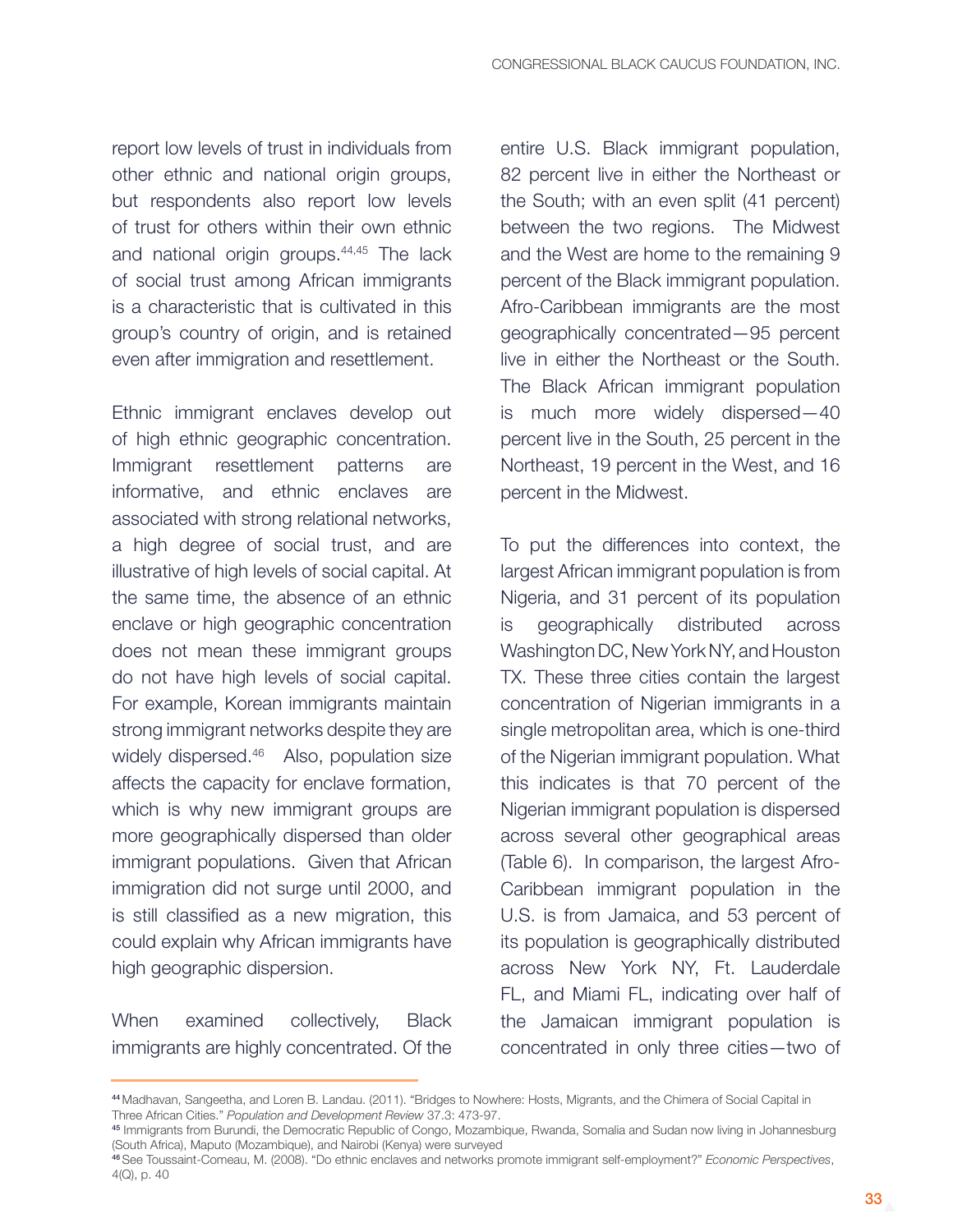report low levels of trust in individuals from other ethnic and national origin groups, but respondents also report low levels of trust for others within their own ethnic and national origin groups.[44,45] The lack of social trust among African immigrants is a characteristic that is cultivated in this group's country of origin, and is retained even after immigration and resettlement.

Ethnic immigrant enclaves develop out of high ethnic geographic concentration. Immigrant resettlement patterns are informative, and ethnic enclaves are associated with strong relational networks, a high degree of social trust, and are illustrative of high levels of social capital. At the same time, the absence of an ethnic enclave or high geographic concentration does not mean these immigrant groups do not have high levels of social capital. For example, Korean immigrants maintain strong immigrant networks despite they are widely dispersed.[46] Also, population size affects the capacity for enclave formation, which is why new immigrant groups are more geographically dispersed than older immigrant populations. Given that African immigration did not surge until 2000, and is still classified as a new migration, this could explain why African immigrants have high geographic dispersion.

When examined collectively, Black immigrants are highly concentrated. Of the entire U.S. Black immigrant population, 82 percent live in either the Northeast or the South; with an even split (41 percent) between the two regions. The Midwest and the West are home to the remaining 9 percent of the Black immigrant population. Afro-Caribbean immigrants are the most geographically concentrated—95 percent live in either the Northeast or the South. The Black African immigrant population is much more widely dispersed—40 percent live in the South, 25 percent in the Northeast, 19 percent in the West, and 16 percent in the Midwest.

To put the differences into context, the largest African immigrant population is from Nigeria, and 31 percent of its population is geographically distributed across Washington DC, New York NY, and Houston TX. These three cities contain the largest concentration of Nigerian immigrants in a single metropolitan area, which is one-third of the Nigerian immigrant population. What this indicates is that 70 percent of the Nigerian immigrant population is dispersed across several other geographical areas (Table 6). In comparison, the largest Afro-Caribbean immigrant population in the U.S. is from Jamaica, and 53 percent of its population is geographically distributed across New York NY, Ft. Lauderdale FL, and Miami FL, indicating over half of the Jamaican immigrant population is concentrated in only three cities—two of

---

[44] Madhavan, Sangeetha, and Loren B. Landau. (2011). "Bridges to Nowhere: Hosts, Migrants, and the Chimera of Social Capital in Three African Cities." *Population and Development Review* 37.3: 473-97.

[45] Immigrants from Burundi, the Democratic Republic of Congo, Mozambique, Rwanda, Somalia and Sudan now living in Johannesburg (South Africa), Maputo (Mozambique), and Nairobi (Kenya) were surveyed

[46] See Toussaint-Comeau, M. (2008). "Do ethnic enclaves and networks promote immigrant self-employment?" *Economic Perspectives*, 4(Q), p. 40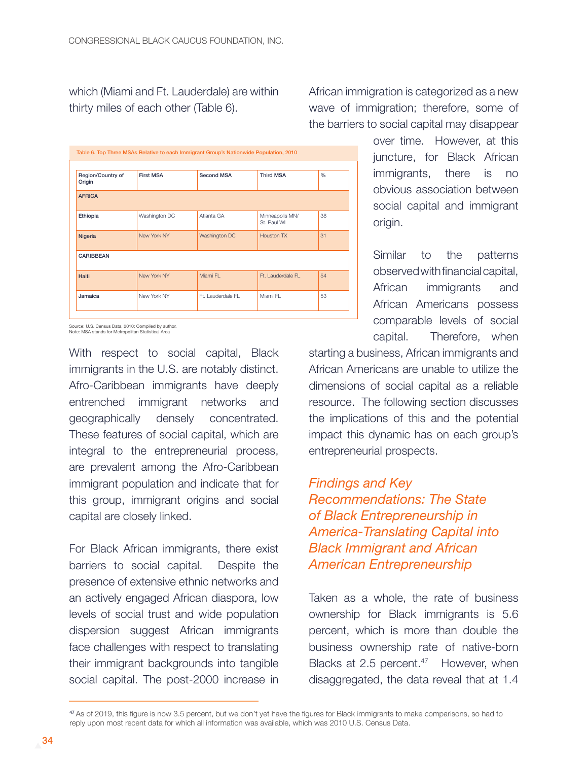which (Miami and Ft. Lauderdale) are within thirty miles of each other (Table 6).

Table 6. Top Three MSAs Relative to each Immigrant Group's Nationwide Population, 2010

| Region/Country of Origin | First MSA | Second MSA | Third MSA | % |
|---|---|---|---|---|
| AFRICA | | | | |
| Ethiopia | Washington DC | Atlanta GA | Minneapolis MN/ St. Paul WI | 38 |
| Nigeria | New York NY | Washington DC | Houston TX | 31 |
| CARIBBEAN | | | | |
| Haiti | New York NY | Miami FL | Ft. Lauderdale FL | 54 |
| Jamaica | New York NY | Ft. Lauderdale FL | Miami FL | 53 |

Source: U.S. Census Data, 2010; Compiled by author.
Note: MSA stands for Metropolitan Statistical Area

With respect to social capital, Black immigrants in the U.S. are notably distinct. Afro-Caribbean immigrants have deeply entrenched immigrant networks and geographically densely concentrated. These features of social capital, which are integral to the entrepreneurial process, are prevalent among the Afro-Caribbean immigrant population and indicate that for this group, immigrant origins and social capital are closely linked.

For Black African immigrants, there exist barriers to social capital. Despite the presence of extensive ethnic networks and an actively engaged African diaspora, low levels of social trust and wide population dispersion suggest African immigrants face challenges with respect to translating their immigrant backgrounds into tangible social capital. The post-2000 increase in African immigration is categorized as a new wave of immigration; therefore, some of the barriers to social capital may disappear over time. However, at this juncture, for Black African immigrants, there is no obvious association between social capital and immigrant origin.

Similar to the patterns observed with financial capital, African immigrants and African Americans possess comparable levels of social capital. Therefore, when starting a business, African immigrants and African Americans are unable to utilize the dimensions of social capital as a reliable resource. The following section discusses the implications of this and the potential impact this dynamic has on each group's entrepreneurial prospects.

## *Findings and Key Recommendations: The State of Black Entrepreneurship in America-Translating Capital into Black Immigrant and African American Entrepreneurship*

Taken as a whole, the rate of business ownership for Black immigrants is 5.6 percent, which is more than double the business ownership rate of native-born Blacks at 2.5 percent.[47] However, when disaggregated, the data reveal that at 1.4

[47] As of 2019, this figure is now 3.5 percent, but we don't yet have the figures for Black immigrants to make comparisons, so had to reply upon most recent data for which all information was available, which was 2010 U.S. Census Data.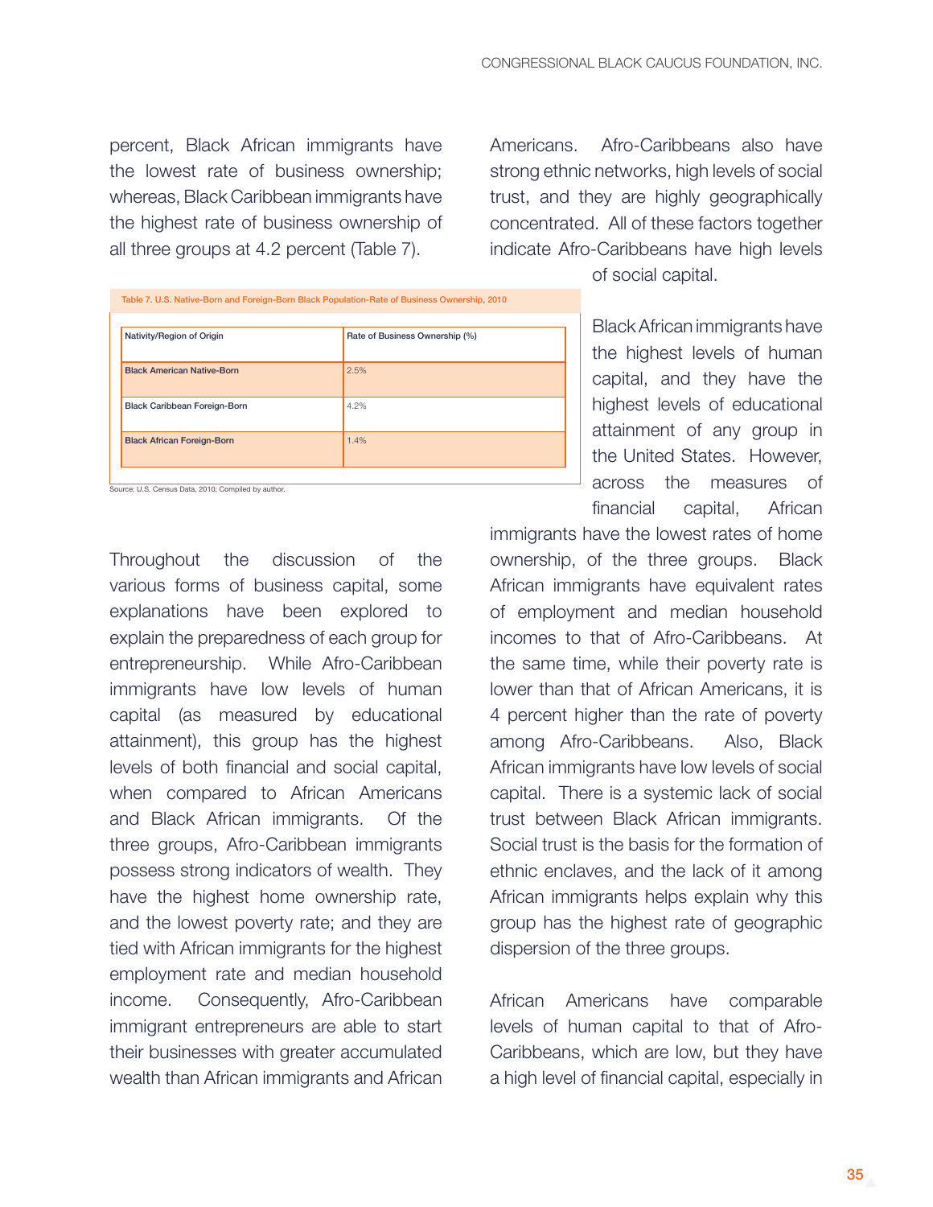percent, Black African immigrants have the lowest rate of business ownership; whereas, Black Caribbean immigrants have the highest rate of business ownership of all three groups at 4.2 percent (Table 7).

Table 7. U.S. Native-Born and Foreign-Born Black Population-Rate of Business Ownership, 2010

| Nativity/Region of Origin | Rate of Business Ownership (%) |
|---|---|
| Black American Native-Born | 2.5% |
| Black Caribbean Foreign-Born | 4.2% |
| Black African Foreign-Born | 1.4% |

Source: U.S. Census Data, 2010; Compiled by author.

Throughout the discussion of the various forms of business capital, some explanations have been explored to explain the preparedness of each group for entrepreneurship. While Afro-Caribbean immigrants have low levels of human capital (as measured by educational attainment), this group has the highest levels of both financial and social capital, when compared to African Americans and Black African immigrants. Of the three groups, Afro-Caribbean immigrants possess strong indicators of wealth. They have the highest home ownership rate, and the lowest poverty rate; and they are tied with African immigrants for the highest employment rate and median household income. Consequently, Afro-Caribbean immigrant entrepreneurs are able to start their businesses with greater accumulated wealth than African immigrants and African Americans. Afro-Caribbeans also have strong ethnic networks, high levels of social trust, and they are highly geographically concentrated. All of these factors together indicate Afro-Caribbeans have high levels of social capital.

Black African immigrants have the highest levels of human capital, and they have the highest levels of educational attainment of any group in the United States. However, across the measures of financial capital, African immigrants have the lowest rates of home ownership, of the three groups. Black African immigrants have equivalent rates of employment and median household incomes to that of Afro-Caribbeans. At the same time, while their poverty rate is lower than that of African Americans, it is 4 percent higher than the rate of poverty among Afro-Caribbeans. Also, Black African immigrants have low levels of social capital. There is a systemic lack of social trust between Black African immigrants. Social trust is the basis for the formation of ethnic enclaves, and the lack of it among African immigrants helps explain why this group has the highest rate of geographic dispersion of the three groups.

African Americans have comparable levels of human capital to that of Afro-Caribbeans, which are low, but they have a high level of financial capital, especially in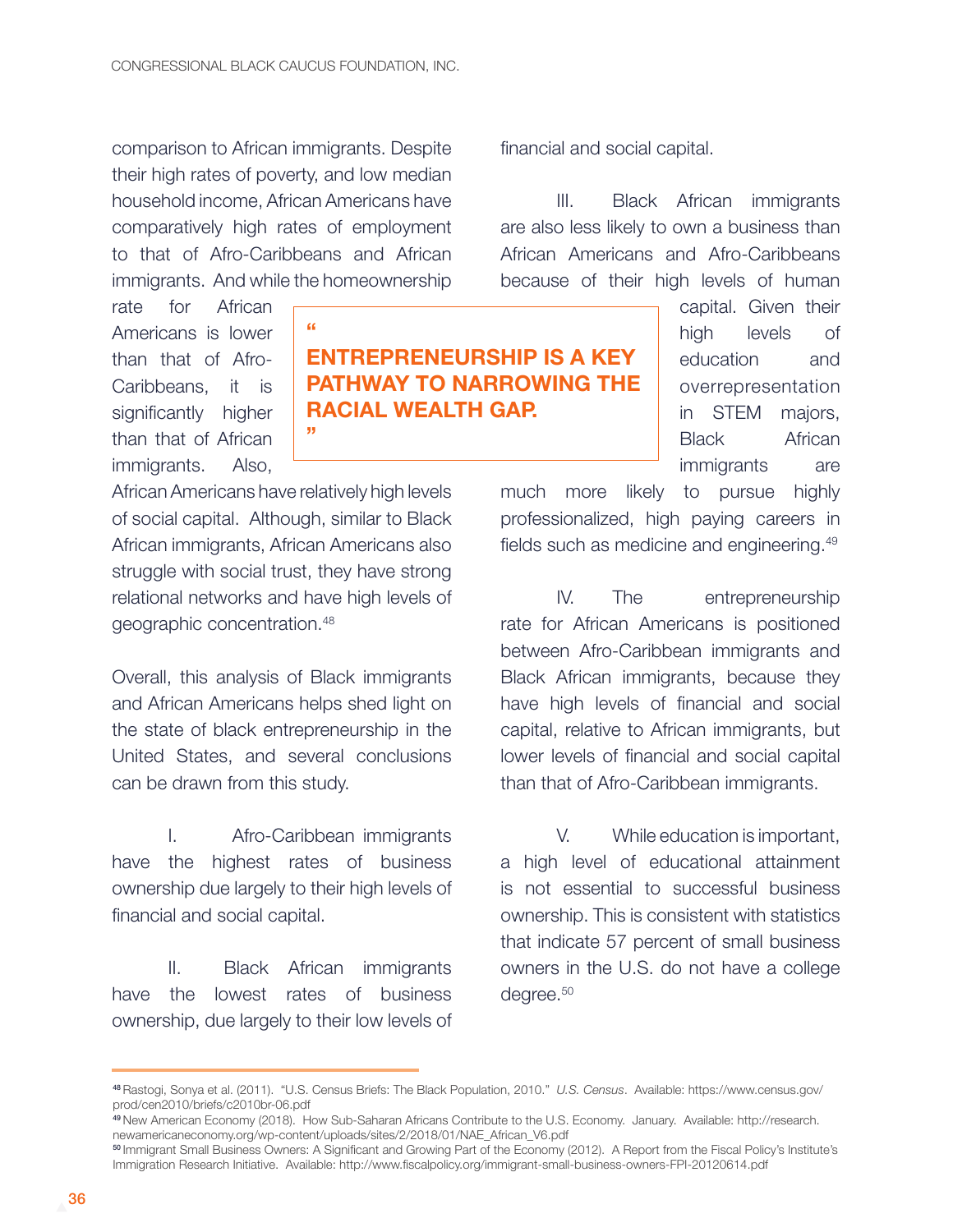comparison to African immigrants. Despite their high rates of poverty, and low median household income, African Americans have comparatively high rates of employment to that of Afro-Caribbeans and African immigrants. And while the homeownership rate for African Americans is lower than that of Afro-Caribbeans, it is significantly higher than that of African immigrants. Also, African Americans have relatively high levels of social capital. Although, similar to Black African immigrants, African Americans also struggle with social trust, they have strong relational networks and have high levels of geographic concentration.[48]

> **"ENTREPRENEURSHIP IS A KEY PATHWAY TO NARROWING THE RACIAL WEALTH GAP."**

Overall, this analysis of Black immigrants and African Americans helps shed light on the state of black entrepreneurship in the United States, and several conclusions can be drawn from this study.

I. Afro-Caribbean immigrants have the highest rates of business ownership due largely to their high levels of financial and social capital.

II. Black African immigrants have the lowest rates of business ownership, due largely to their low levels of financial and social capital.

III. Black African immigrants are also less likely to own a business than African Americans and Afro-Caribbeans because of their high levels of human capital. Given their high levels of education and overrepresentation in STEM majors, Black African immigrants are much more likely to pursue highly professionalized, high paying careers in fields such as medicine and engineering.[49]

IV. The entrepreneurship rate for African Americans is positioned between Afro-Caribbean immigrants and Black African immigrants, because they have high levels of financial and social capital, relative to African immigrants, but lower levels of financial and social capital than that of Afro-Caribbean immigrants.

V. While education is important, a high level of educational attainment is not essential to successful business ownership. This is consistent with statistics that indicate 57 percent of small business owners in the U.S. do not have a college degree.[50]

---

[48] Rastogi, Sonya et al. (2011). "U.S. Census Briefs: The Black Population, 2010." *U.S. Census*. Available: https://www.census.gov/prod/cen2010/briefs/c2010br-06.pdf

[49] New American Economy (2018). How Sub-Saharan Africans Contribute to the U.S. Economy. January. Available: http://research.newamericaneconomy.org/wp-content/uploads/sites/2/2018/01/NAE_African_V6.pdf

[50] Immigrant Small Business Owners: A Significant and Growing Part of the Economy (2012). A Report from the Fiscal Policy's Institute's Immigration Research Initiative. Available: http://www.fiscalpolicy.org/immigrant-small-business-owners-FPI-20120614.pdf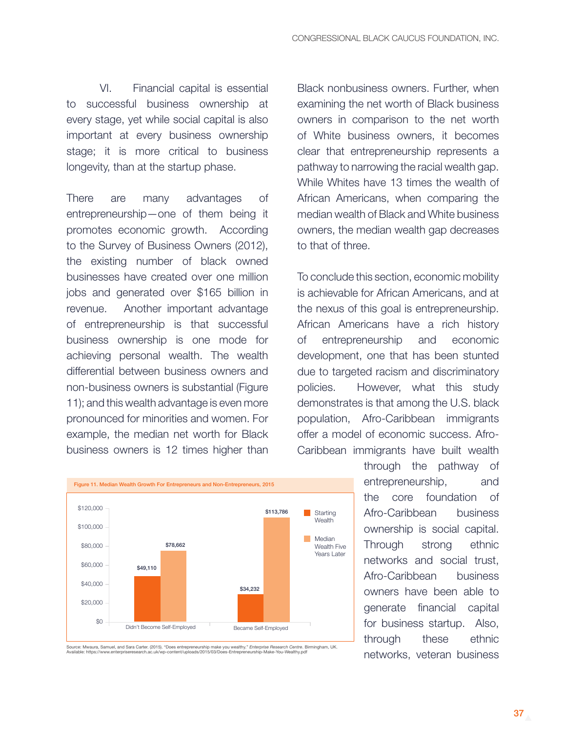VI. Financial capital is essential to successful business ownership at every stage, yet while social capital is also important at every business ownership stage; it is more critical to business longevity, than at the startup phase.

There are many advantages of entrepreneurship—one of them being it promotes economic growth. According to the Survey of Business Owners (2012), the existing number of black owned businesses have created over one million jobs and generated over $165 billion in revenue. Another important advantage of entrepreneurship is that successful business ownership is one mode for achieving personal wealth. The wealth differential between business owners and non-business owners is substantial (Figure 11); and this wealth advantage is even more pronounced for minorities and women. For example, the median net worth for Black business owners is 12 times higher than Black nonbusiness owners. Further, when examining the net worth of Black business owners in comparison to the net worth of White business owners, it becomes clear that entrepreneurship represents a pathway to narrowing the racial wealth gap. While Whites have 13 times the wealth of African Americans, when comparing the median wealth of Black and White business owners, the median wealth gap decreases to that of three.

**Figure 11. Median Wealth Growth For Entrepreneurs and Non-Entrepreneurs, 2015**

| | Starting Wealth | Median Wealth Five Years Later |
|---|---|---|
| Didn't Become Self-Employed | $49,110 | $78,662 |
| Became Self-Employed | $34,232 | $113,786 |

Source: Mwaura, Samuel, and Sara Carter. (2015). "Does entrepreneurship make you wealthy." *Enterprise Research Centre*. Birmingham, UK. Available: https://www.enterpriseresearch.ac.uk/wp-content/uploads/2015/03/Does-Entrepreneurship-Make-You-Wealthy.pdf

To conclude this section, economic mobility is achievable for African Americans, and at the nexus of this goal is entrepreneurship. African Americans have a rich history of entrepreneurship and economic development, one that has been stunted due to targeted racism and discriminatory policies. However, what this study demonstrates is that among the U.S. black population, Afro-Caribbean immigrants offer a model of economic success. Afro-Caribbean immigrants have built wealth through the pathway of entrepreneurship, and the core foundation of Afro-Caribbean business ownership is social capital. Through strong ethnic networks and social trust, Afro-Caribbean business owners have been able to generate financial capital for business startup. Also, through these ethnic networks, veteran business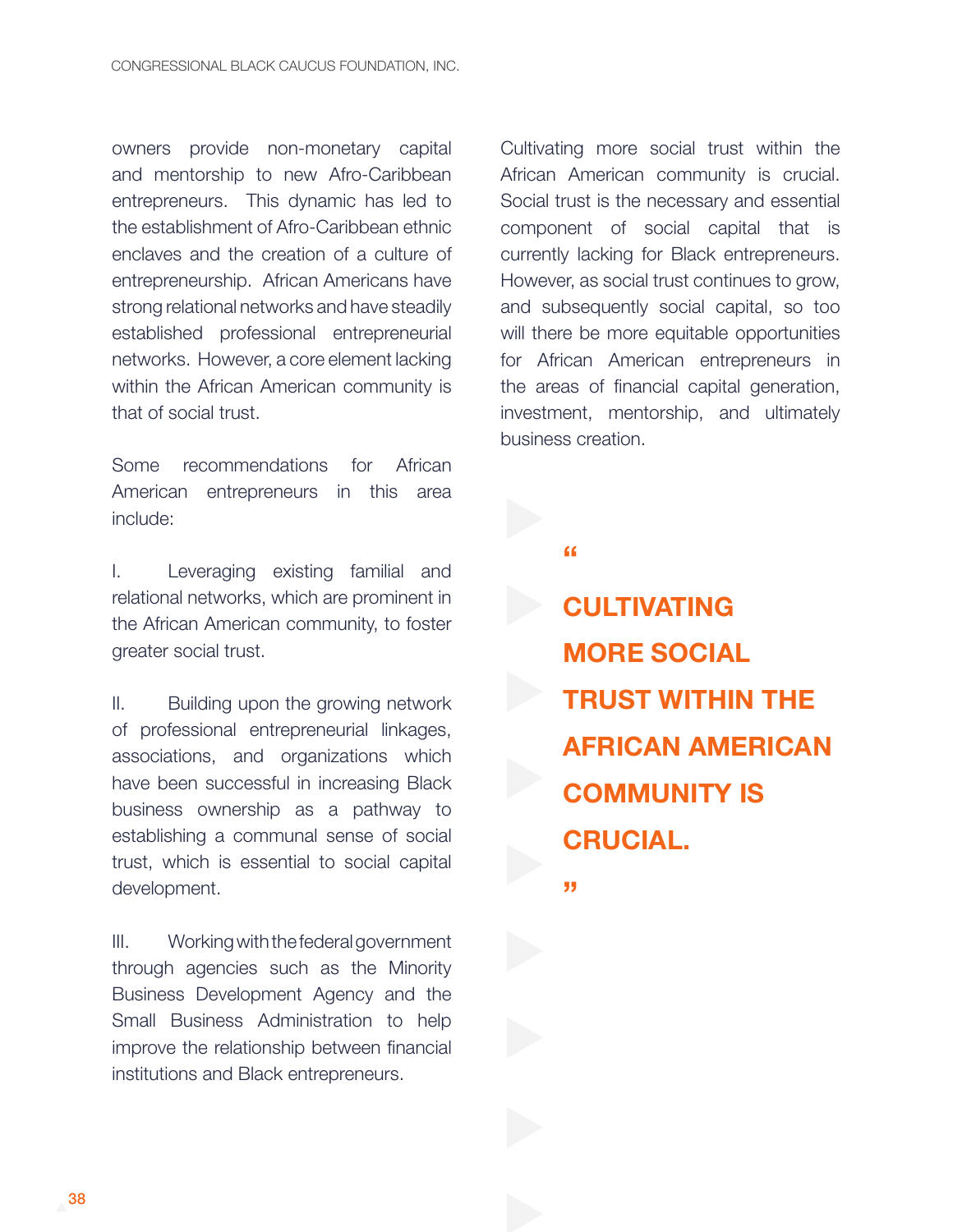owners provide non-monetary capital and mentorship to new Afro-Caribbean entrepreneurs. This dynamic has led to the establishment of Afro-Caribbean ethnic enclaves and the creation of a culture of entrepreneurship. African Americans have strong relational networks and have steadily established professional entrepreneurial networks. However, a core element lacking within the African American community is that of social trust.

Some recommendations for African American entrepreneurs in this area include:

I. Leveraging existing familial and relational networks, which are prominent in the African American community, to foster greater social trust.

II. Building upon the growing network of professional entrepreneurial linkages, associations, and organizations which have been successful in increasing Black business ownership as a pathway to establishing a communal sense of social trust, which is essential to social capital development.

III. Working with the federal government through agencies such as the Minority Business Development Agency and the Small Business Administration to help improve the relationship between financial institutions and Black entrepreneurs.

Cultivating more social trust within the African American community is crucial. Social trust is the necessary and essential component of social capital that is currently lacking for Black entrepreneurs. However, as social trust continues to grow, and subsequently social capital, so too will there be more equitable opportunities for African American entrepreneurs in the areas of financial capital generation, investment, mentorship, and ultimately business creation.

> **"CULTIVATING MORE SOCIAL TRUST WITHIN THE AFRICAN AMERICAN COMMUNITY IS CRUCIAL."**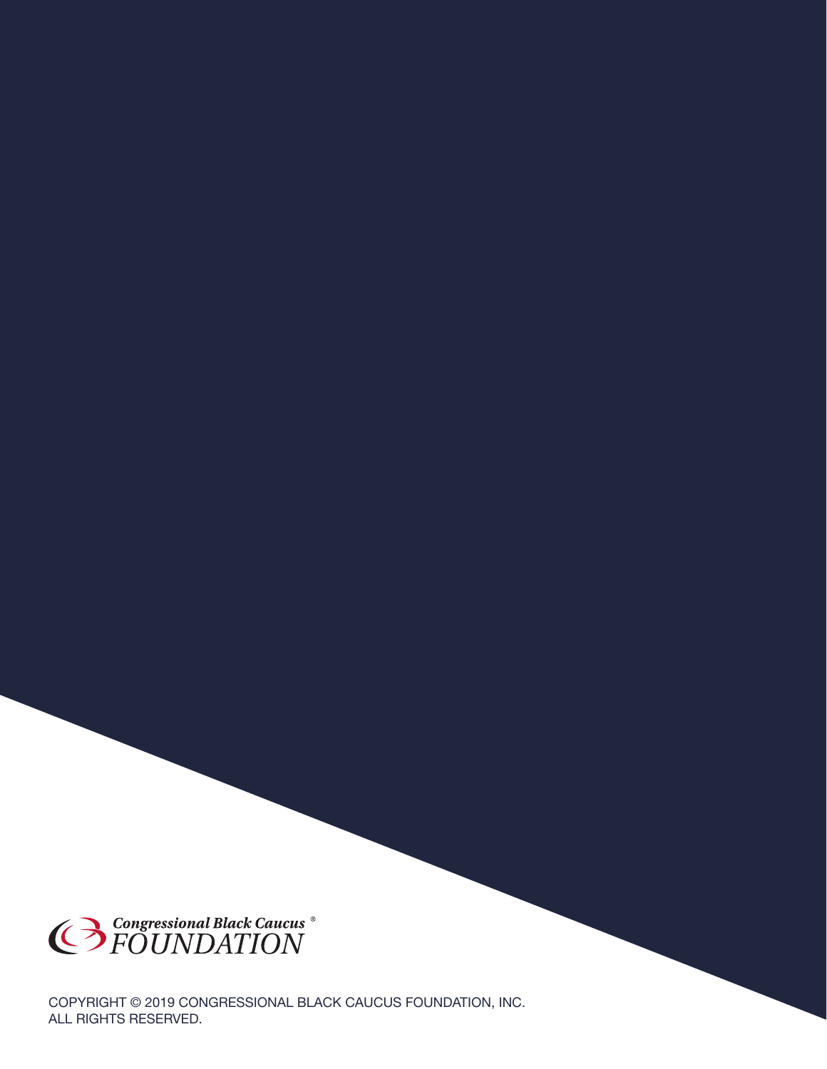Congressional Black Caucus® FOUNDATION

COPYRIGHT © 2019 CONGRESSIONAL BLACK CAUCUS FOUNDATION, INC.
ALL RIGHTS RESERVED.